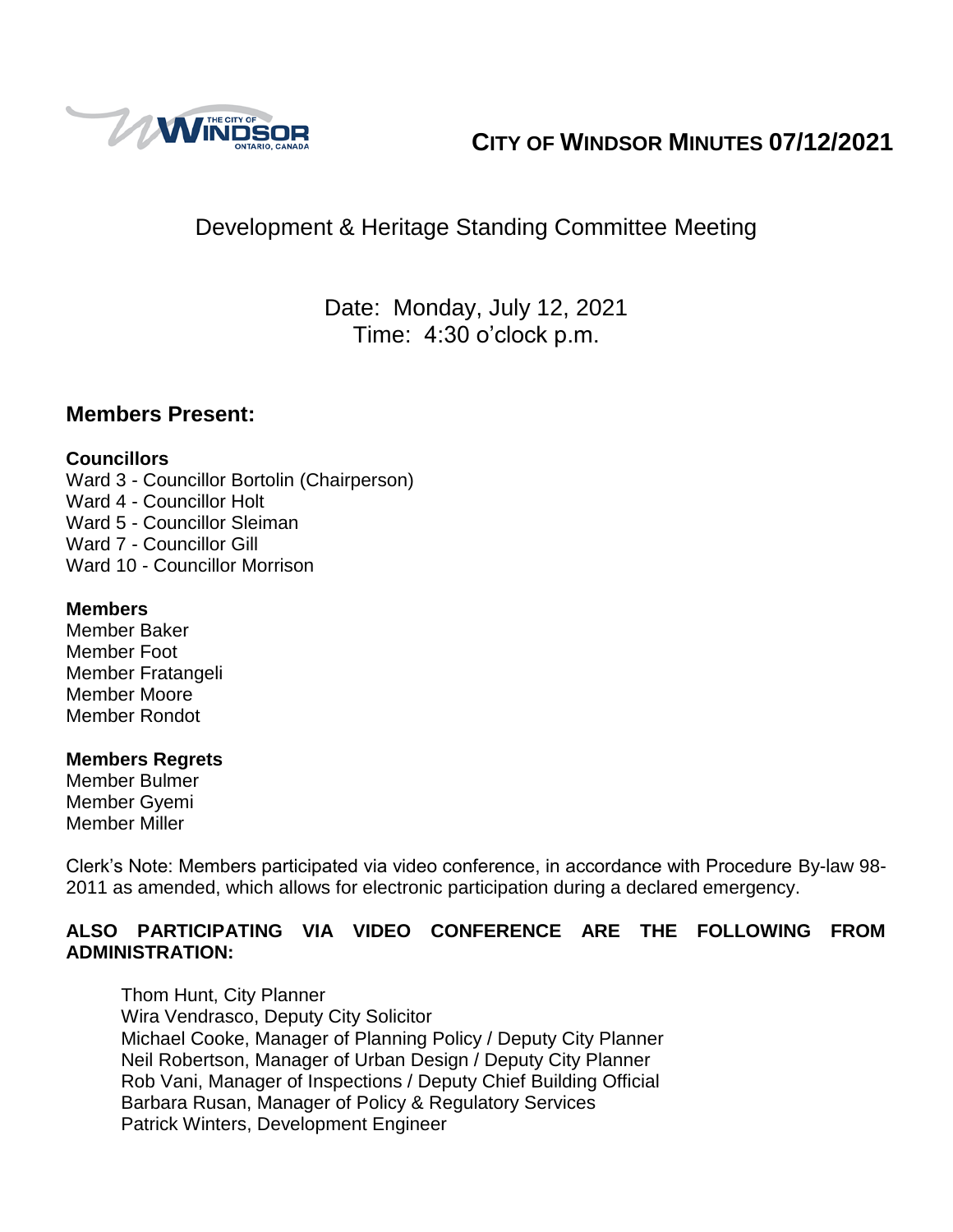# CITY OF WINDSOR MINUTES 07/12/2021

## Development & Heritage Standing Committee Meeting

Date: Monday, July 12, 2021
Time: 4:30 o'clock p.m.

## Members Present:

**Councillors**
Ward 3 - Councillor Bortolin (Chairperson)
Ward 4 - Councillor Holt
Ward 5 - Councillor Sleiman
Ward 7 - Councillor Gill
Ward 10 - Councillor Morrison

**Members**
Member Baker
Member Foot
Member Fratangeli
Member Moore
Member Rondot

**Members Regrets**
Member Bulmer
Member Gyemi
Member Miller

Clerk's Note: Members participated via video conference, in accordance with Procedure By-law 98-2011 as amended, which allows for electronic participation during a declared emergency.

**ALSO PARTICIPATING VIA VIDEO CONFERENCE ARE THE FOLLOWING FROM ADMINISTRATION:**

Thom Hunt, City Planner
Wira Vendrasco, Deputy City Solicitor
Michael Cooke, Manager of Planning Policy / Deputy City Planner
Neil Robertson, Manager of Urban Design / Deputy City Planner
Rob Vani, Manager of Inspections / Deputy Chief Building Official
Barbara Rusan, Manager of Policy & Regulatory Services
Patrick Winters, Development Engineer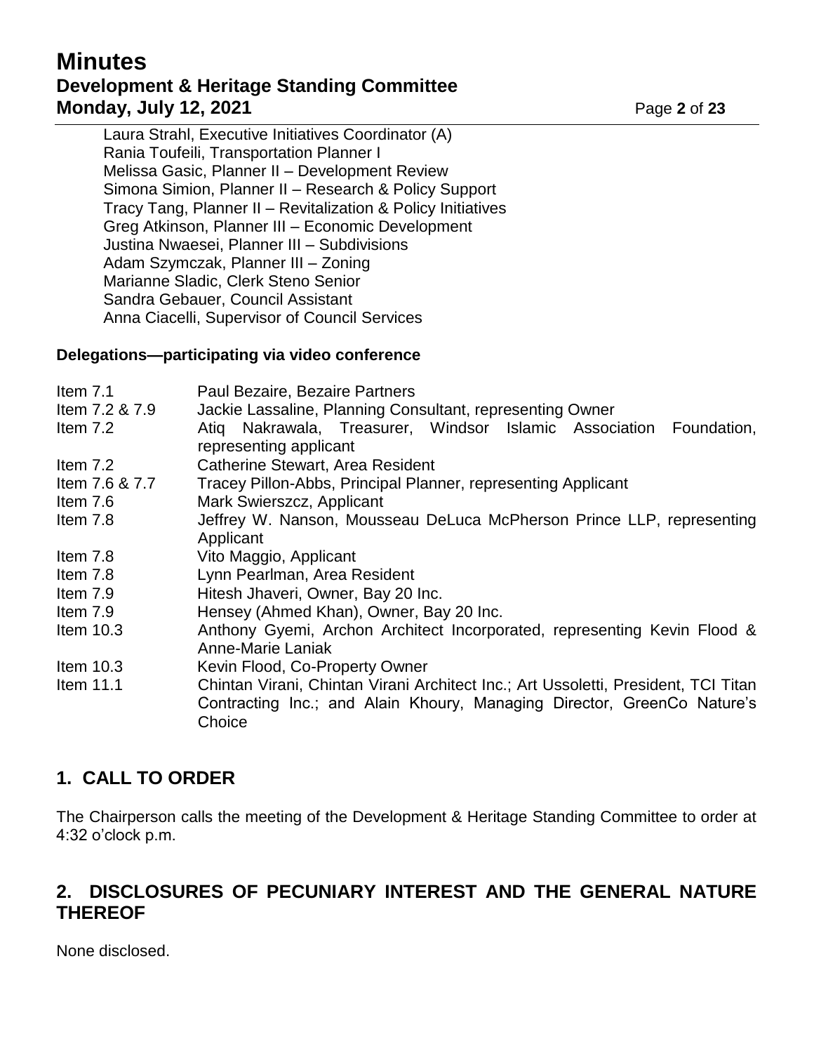Laura Strahl, Executive Initiatives Coordinator (A)
Rania Toufeili, Transportation Planner I
Melissa Gasic, Planner II – Development Review
Simona Simion, Planner II – Research & Policy Support
Tracy Tang, Planner II – Revitalization & Policy Initiatives
Greg Atkinson, Planner III – Economic Development
Justina Nwaesei, Planner III – Subdivisions
Adam Szymczak, Planner III – Zoning
Marianne Sladic, Clerk Steno Senior
Sandra Gebauer, Council Assistant
Anna Ciacelli, Supervisor of Council Services

**Delegations—participating via video conference**

| | |
|---|---|
| Item 7.1 | Paul Bezaire, Bezaire Partners |
| Item 7.2 & 7.9 | Jackie Lassaline, Planning Consultant, representing Owner |
| Item 7.2 | Atiq Nakrawala, Treasurer, Windsor Islamic Association Foundation, representing applicant |
| Item 7.2 | Catherine Stewart, Area Resident |
| Item 7.6 & 7.7 | Tracey Pillon-Abbs, Principal Planner, representing Applicant |
| Item 7.6 | Mark Swierszcz, Applicant |
| Item 7.8 | Jeffrey W. Nanson, Mousseau DeLuca McPherson Prince LLP, representing Applicant |
| Item 7.8 | Vito Maggio, Applicant |
| Item 7.8 | Lynn Pearlman, Area Resident |
| Item 7.9 | Hitesh Jhaveri, Owner, Bay 20 Inc. |
| Item 7.9 | Hensey (Ahmed Khan), Owner, Bay 20 Inc. |
| Item 10.3 | Anthony Gyemi, Archon Architect Incorporated, representing Kevin Flood & Anne-Marie Laniak |
| Item 10.3 | Kevin Flood, Co-Property Owner |
| Item 11.1 | Chintan Virani, Chintan Virani Architect Inc.; Art Ussoletti, President, TCI Titan Contracting Inc.; and Alain Khoury, Managing Director, GreenCo Nature's Choice |

## 1. CALL TO ORDER

The Chairperson calls the meeting of the Development & Heritage Standing Committee to order at 4:32 o'clock p.m.

## 2. DISCLOSURES OF PECUNIARY INTEREST AND THE GENERAL NATURE THEREOF

None disclosed.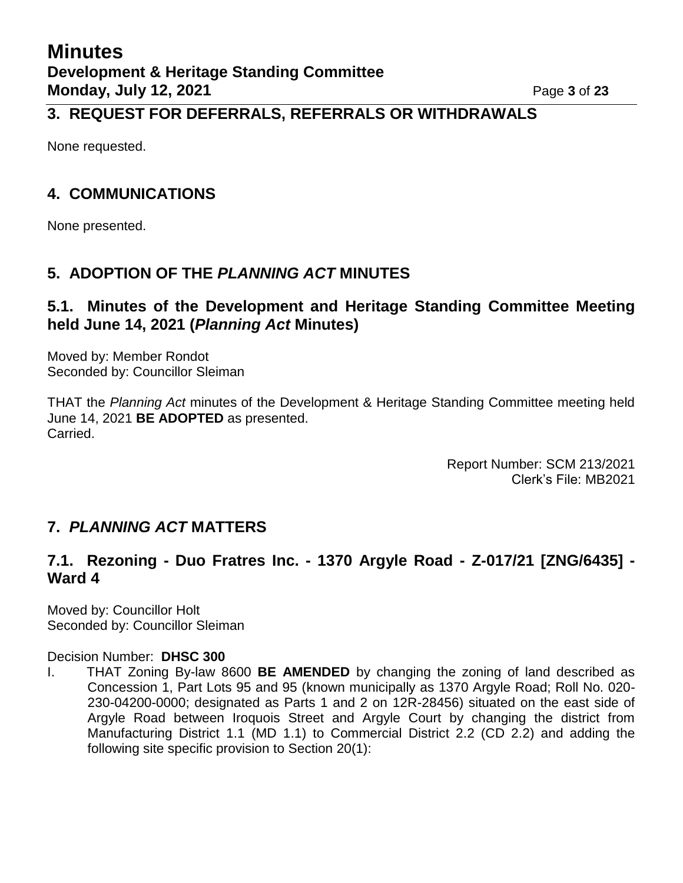## 3. REQUEST FOR DEFERRALS, REFERRALS OR WITHDRAWALS

None requested.

## 4. COMMUNICATIONS

None presented.

## 5. ADOPTION OF THE *PLANNING ACT* MINUTES

### 5.1. Minutes of the Development and Heritage Standing Committee Meeting held June 14, 2021 (*Planning Act* Minutes)

Moved by: Member Rondot
Seconded by: Councillor Sleiman

THAT the *Planning Act* minutes of the Development & Heritage Standing Committee meeting held June 14, 2021 **BE ADOPTED** as presented.
Carried.

Report Number: SCM 213/2021
Clerk's File: MB2021

## 7. *PLANNING ACT* MATTERS

### 7.1. Rezoning - Duo Fratres Inc. - 1370 Argyle Road - Z-017/21 [ZNG/6435] - Ward 4

Moved by: Councillor Holt
Seconded by: Councillor Sleiman

Decision Number: **DHSC 300**

I. THAT Zoning By-law 8600 **BE AMENDED** by changing the zoning of land described as Concession 1, Part Lots 95 and 95 (known municipally as 1370 Argyle Road; Roll No. 020-230-04200-0000; designated as Parts 1 and 2 on 12R-28456) situated on the east side of Argyle Road between Iroquois Street and Argyle Court by changing the district from Manufacturing District 1.1 (MD 1.1) to Commercial District 2.2 (CD 2.2) and adding the following site specific provision to Section 20(1):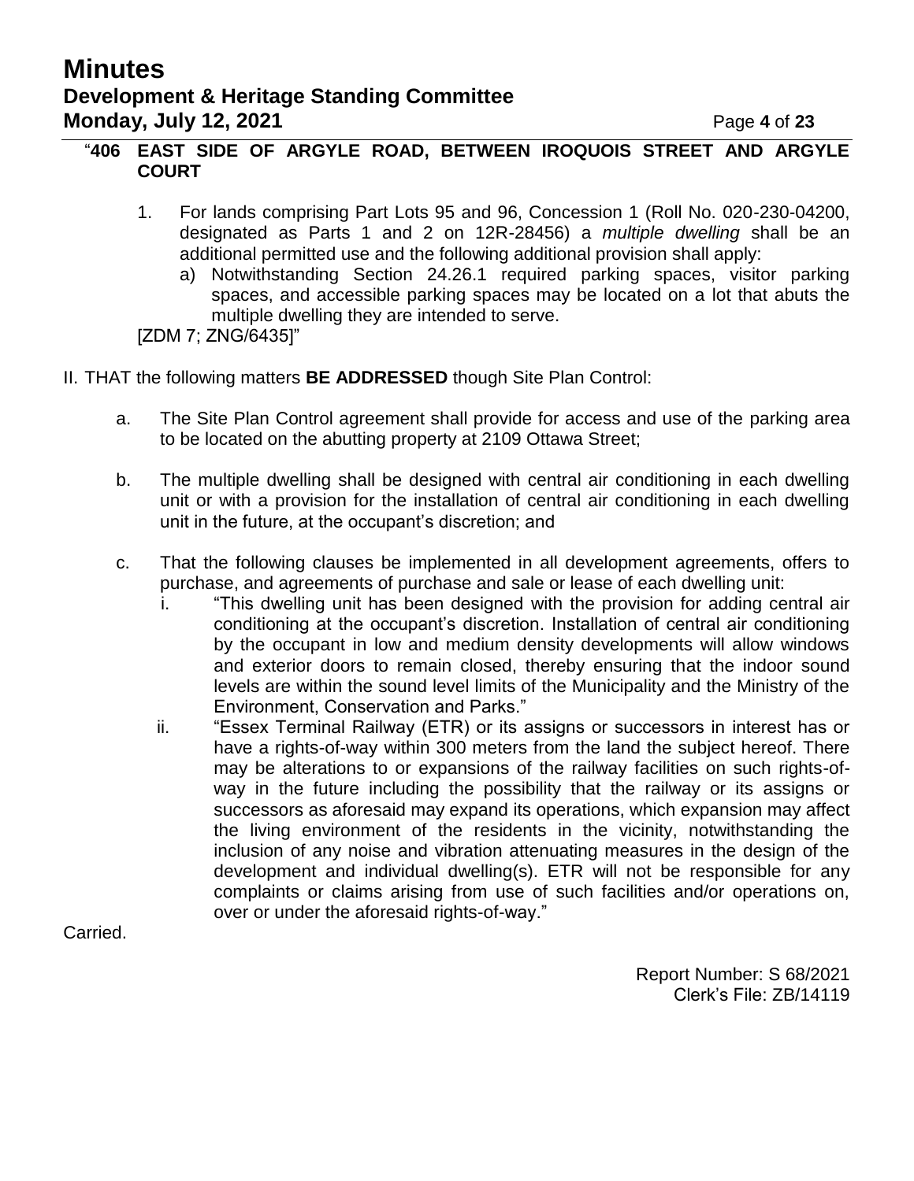"**406 EAST SIDE OF ARGYLE ROAD, BETWEEN IROQUOIS STREET AND ARGYLE COURT**

1. For lands comprising Part Lots 95 and 96, Concession 1 (Roll No. 020-230-04200, designated as Parts 1 and 2 on 12R-28456) a *multiple dwelling* shall be an additional permitted use and the following additional provision shall apply:
   a) Notwithstanding Section 24.26.1 required parking spaces, visitor parking spaces, and accessible parking spaces may be located on a lot that abuts the multiple dwelling they are intended to serve.

[ZDM 7; ZNG/6435]"

II. THAT the following matters **BE ADDRESSED** though Site Plan Control:

a. The Site Plan Control agreement shall provide for access and use of the parking area to be located on the abutting property at 2109 Ottawa Street;

b. The multiple dwelling shall be designed with central air conditioning in each dwelling unit or with a provision for the installation of central air conditioning in each dwelling unit in the future, at the occupant's discretion; and

c. That the following clauses be implemented in all development agreements, offers to purchase, and agreements of purchase and sale or lease of each dwelling unit:
   i. "This dwelling unit has been designed with the provision for adding central air conditioning at the occupant's discretion. Installation of central air conditioning by the occupant in low and medium density developments will allow windows and exterior doors to remain closed, thereby ensuring that the indoor sound levels are within the sound level limits of the Municipality and the Ministry of the Environment, Conservation and Parks."
   ii. "Essex Terminal Railway (ETR) or its assigns or successors in interest has or have a rights-of-way within 300 meters from the land the subject hereof. There may be alterations to or expansions of the railway facilities on such rights-of-way in the future including the possibility that the railway or its assigns or successors as aforesaid may expand its operations, which expansion may affect the living environment of the residents in the vicinity, notwithstanding the inclusion of any noise and vibration attenuating measures in the design of the development and individual dwelling(s). ETR will not be responsible for any complaints or claims arising from use of such facilities and/or operations on, over or under the aforesaid rights-of-way."

Carried.

Report Number: S 68/2021
Clerk's File: ZB/14119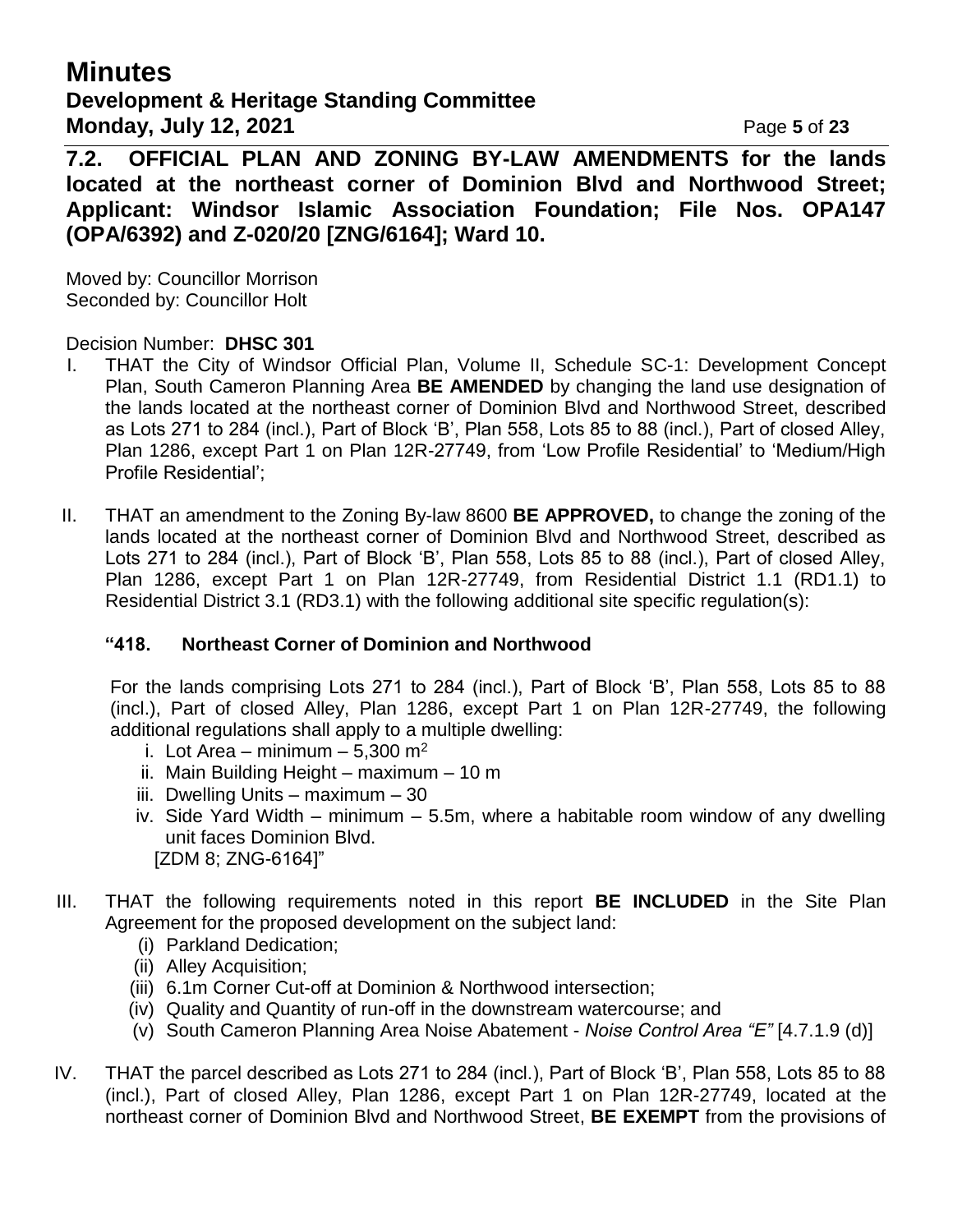## 7.2. OFFICIAL PLAN AND ZONING BY-LAW AMENDMENTS for the lands located at the northeast corner of Dominion Blvd and Northwood Street; Applicant: Windsor Islamic Association Foundation; File Nos. OPA147 (OPA/6392) and Z-020/20 [ZNG/6164]; Ward 10.

Moved by: Councillor Morrison
Seconded by: Councillor Holt

Decision Number: **DHSC 301**

I. THAT the City of Windsor Official Plan, Volume II, Schedule SC-1: Development Concept Plan, South Cameron Planning Area **BE AMENDED** by changing the land use designation of the lands located at the northeast corner of Dominion Blvd and Northwood Street, described as Lots 271 to 284 (incl.), Part of Block 'B', Plan 558, Lots 85 to 88 (incl.), Part of closed Alley, Plan 1286, except Part 1 on Plan 12R-27749, from 'Low Profile Residential' to 'Medium/High Profile Residential';

II. THAT an amendment to the Zoning By-law 8600 **BE APPROVED,** to change the zoning of the lands located at the northeast corner of Dominion Blvd and Northwood Street, described as Lots 271 to 284 (incl.), Part of Block 'B', Plan 558, Lots 85 to 88 (incl.), Part of closed Alley, Plan 1286, except Part 1 on Plan 12R-27749, from Residential District 1.1 (RD1.1) to Residential District 3.1 (RD3.1) with the following additional site specific regulation(s):

**"418. Northeast Corner of Dominion and Northwood**

For the lands comprising Lots 271 to 284 (incl.), Part of Block 'B', Plan 558, Lots 85 to 88 (incl.), Part of closed Alley, Plan 1286, except Part 1 on Plan 12R-27749, the following additional regulations shall apply to a multiple dwelling:

i. Lot Area – minimum – 5,300 $m^2$
ii. Main Building Height – maximum – 10 m
iii. Dwelling Units – maximum – 30
iv. Side Yard Width – minimum – 5.5m, where a habitable room window of any dwelling unit faces Dominion Blvd.
[ZDM 8; ZNG-6164]"

III. THAT the following requirements noted in this report **BE INCLUDED** in the Site Plan Agreement for the proposed development on the subject land:
(i) Parkland Dedication;
(ii) Alley Acquisition;
(iii) 6.1m Corner Cut-off at Dominion & Northwood intersection;
(iv) Quality and Quantity of run-off in the downstream watercourse; and
(v) South Cameron Planning Area Noise Abatement - *Noise Control Area "E"* [4.7.1.9 (d)]

IV. THAT the parcel described as Lots 271 to 284 (incl.), Part of Block 'B', Plan 558, Lots 85 to 88 (incl.), Part of closed Alley, Plan 1286, except Part 1 on Plan 12R-27749, located at the northeast corner of Dominion Blvd and Northwood Street, **BE EXEMPT** from the provisions of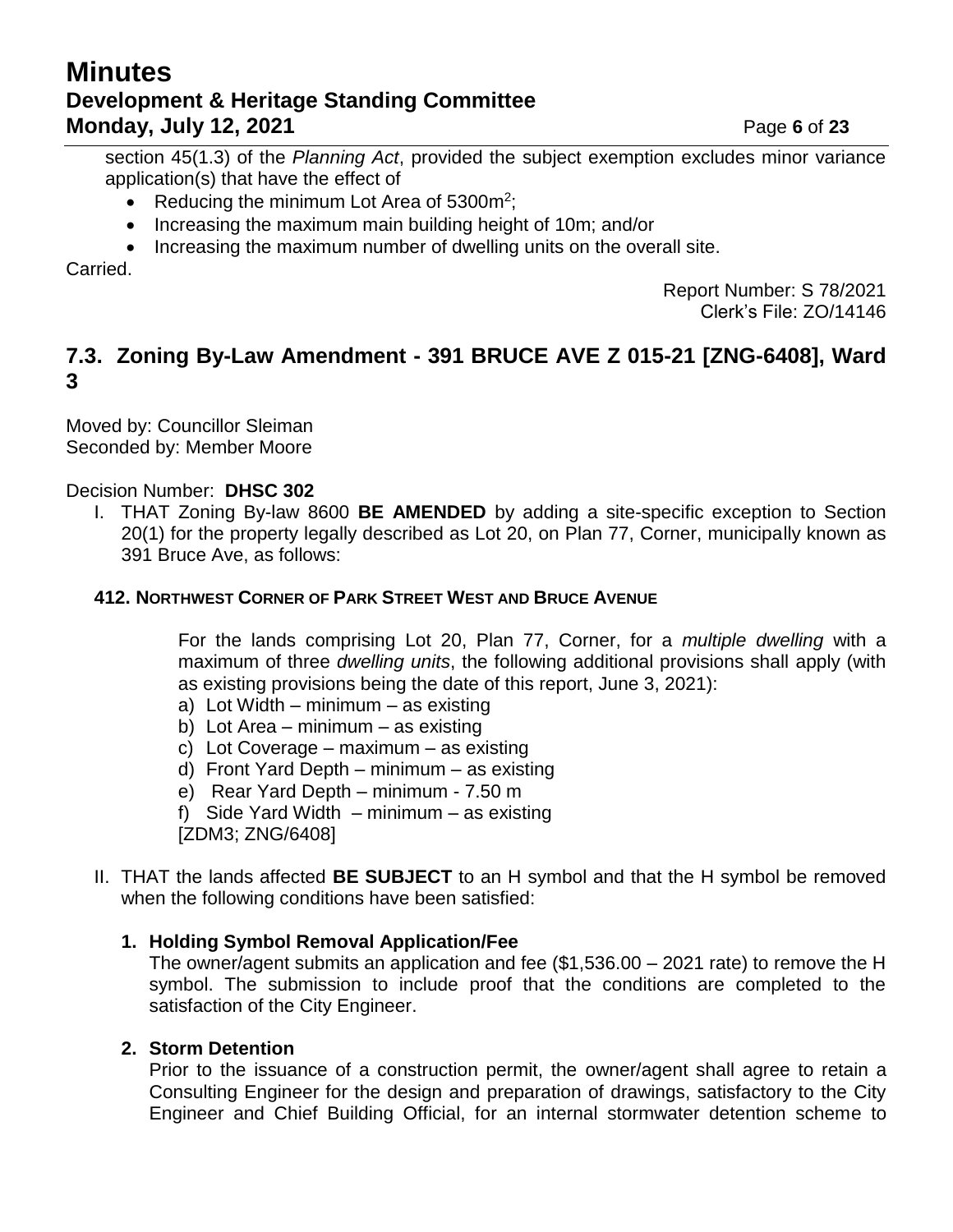section 45(1.3) of the *Planning Act*, provided the subject exemption excludes minor variance application(s) that have the effect of

- Reducing the minimum Lot Area of 5300m$^2$;
- Increasing the maximum main building height of 10m; and/or
- Increasing the maximum number of dwelling units on the overall site.

Carried.

Report Number: S 78/2021
Clerk's File: ZO/14146

## 7.3. Zoning By-Law Amendment - 391 BRUCE AVE Z 015-21 [ZNG-6408], Ward 3

Moved by: Councillor Sleiman
Seconded by: Member Moore

Decision Number: **DHSC 302**

I. THAT Zoning By-law 8600 **BE AMENDED** by adding a site-specific exception to Section 20(1) for the property legally described as Lot 20, on Plan 77, Corner, municipally known as 391 Bruce Ave, as follows:

**412. NORTHWEST CORNER OF PARK STREET WEST AND BRUCE AVENUE**

For the lands comprising Lot 20, Plan 77, Corner, for a *multiple dwelling* with a maximum of three *dwelling units*, the following additional provisions shall apply (with as existing provisions being the date of this report, June 3, 2021):

a) Lot Width – minimum – as existing
b) Lot Area – minimum – as existing
c) Lot Coverage – maximum – as existing
d) Front Yard Depth – minimum – as existing
e) Rear Yard Depth – minimum - 7.50 m
f) Side Yard Width – minimum – as existing

[ZDM3; ZNG/6408]

II. THAT the lands affected **BE SUBJECT** to an H symbol and that the H symbol be removed when the following conditions have been satisfied:

**1. Holding Symbol Removal Application/Fee**

The owner/agent submits an application and fee ($1,536.00 – 2021 rate) to remove the H symbol. The submission to include proof that the conditions are completed to the satisfaction of the City Engineer.

**2. Storm Detention**

Prior to the issuance of a construction permit, the owner/agent shall agree to retain a Consulting Engineer for the design and preparation of drawings, satisfactory to the City Engineer and Chief Building Official, for an internal stormwater detention scheme to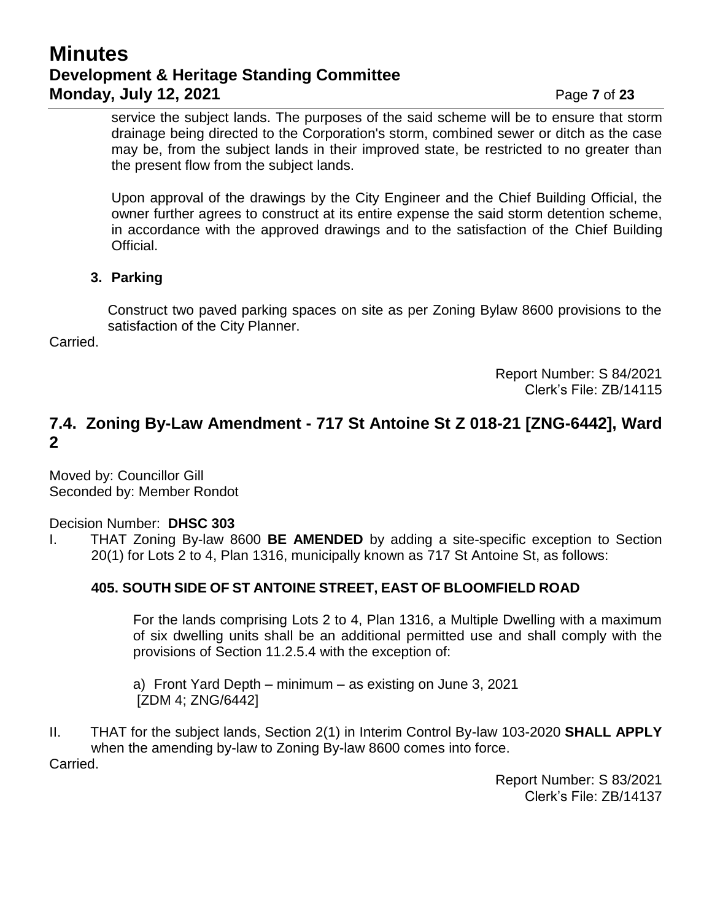service the subject lands. The purposes of the said scheme will be to ensure that storm drainage being directed to the Corporation's storm, combined sewer or ditch as the case may be, from the subject lands in their improved state, be restricted to no greater than the present flow from the subject lands.

Upon approval of the drawings by the City Engineer and the Chief Building Official, the owner further agrees to construct at its entire expense the said storm detention scheme, in accordance with the approved drawings and to the satisfaction of the Chief Building Official.

**3. Parking**

Construct two paved parking spaces on site as per Zoning Bylaw 8600 provisions to the satisfaction of the City Planner.

Carried.

Report Number: S 84/2021
Clerk's File: ZB/14115

## 7.4. Zoning By-Law Amendment - 717 St Antoine St Z 018-21 [ZNG-6442], Ward 2

Moved by: Councillor Gill
Seconded by: Member Rondot

Decision Number: **DHSC 303**

I. THAT Zoning By-law 8600 **BE AMENDED** by adding a site-specific exception to Section 20(1) for Lots 2 to 4, Plan 1316, municipally known as 717 St Antoine St, as follows:

**405. SOUTH SIDE OF ST ANTOINE STREET, EAST OF BLOOMFIELD ROAD**

For the lands comprising Lots 2 to 4, Plan 1316, a Multiple Dwelling with a maximum of six dwelling units shall be an additional permitted use and shall comply with the provisions of Section 11.2.5.4 with the exception of:

a) Front Yard Depth – minimum – as existing on June 3, 2021
[ZDM 4; ZNG/6442]

II. THAT for the subject lands, Section 2(1) in Interim Control By-law 103-2020 **SHALL APPLY** when the amending by-law to Zoning By-law 8600 comes into force.

Carried.

Report Number: S 83/2021
Clerk's File: ZB/14137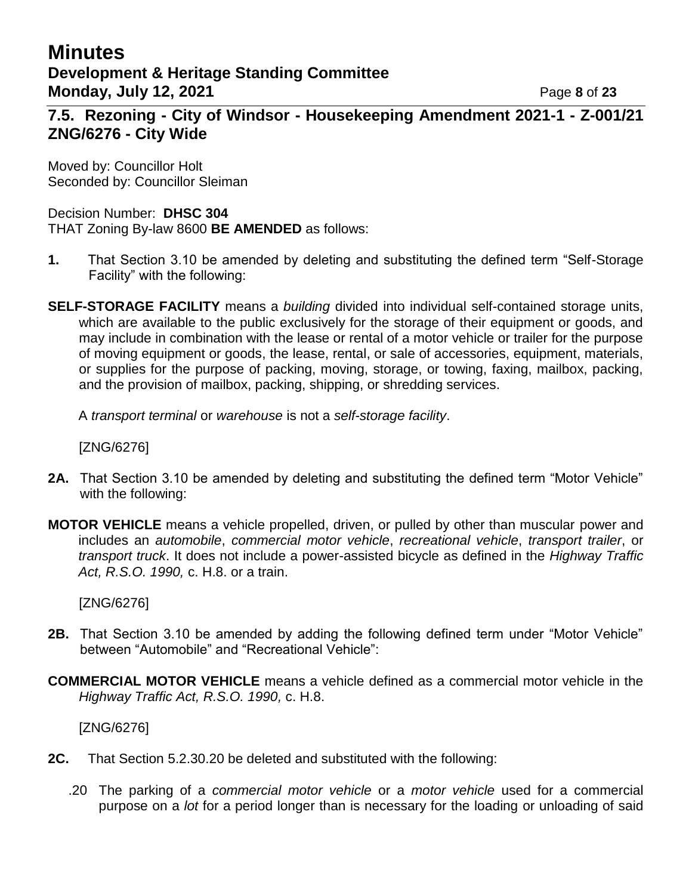## 7.5. Rezoning - City of Windsor - Housekeeping Amendment 2021-1 - Z-001/21 ZNG/6276 - City Wide

Moved by: Councillor Holt
Seconded by: Councillor Sleiman

Decision Number: **DHSC 304**
THAT Zoning By-law 8600 **BE AMENDED** as follows:

**1.** That Section 3.10 be amended by deleting and substituting the defined term "Self-Storage Facility" with the following:

**SELF-STORAGE FACILITY** means a *building* divided into individual self-contained storage units, which are available to the public exclusively for the storage of their equipment or goods, and may include in combination with the lease or rental of a motor vehicle or trailer for the purpose of moving equipment or goods, the lease, rental, or sale of accessories, equipment, materials, or supplies for the purpose of packing, moving, storage, or towing, faxing, mailbox, packing, and the provision of mailbox, packing, shipping, or shredding services.

A *transport terminal* or *warehouse* is not a *self-storage facility*.

[ZNG/6276]

**2A.** That Section 3.10 be amended by deleting and substituting the defined term "Motor Vehicle" with the following:

**MOTOR VEHICLE** means a vehicle propelled, driven, or pulled by other than muscular power and includes an *automobile*, *commercial motor vehicle*, *recreational vehicle*, *transport trailer*, or *transport truck*. It does not include a power-assisted bicycle as defined in the *Highway Traffic Act, R.S.O. 1990,* c. H.8. or a train.

[ZNG/6276]

**2B.** That Section 3.10 be amended by adding the following defined term under "Motor Vehicle" between "Automobile" and "Recreational Vehicle":

**COMMERCIAL MOTOR VEHICLE** means a vehicle defined as a commercial motor vehicle in the *Highway Traffic Act, R.S.O. 1990,* c. H.8.

[ZNG/6276]

**2C.** That Section 5.2.30.20 be deleted and substituted with the following:

.20 The parking of a *commercial motor vehicle* or a *motor vehicle* used for a commercial purpose on a *lot* for a period longer than is necessary for the loading or unloading of said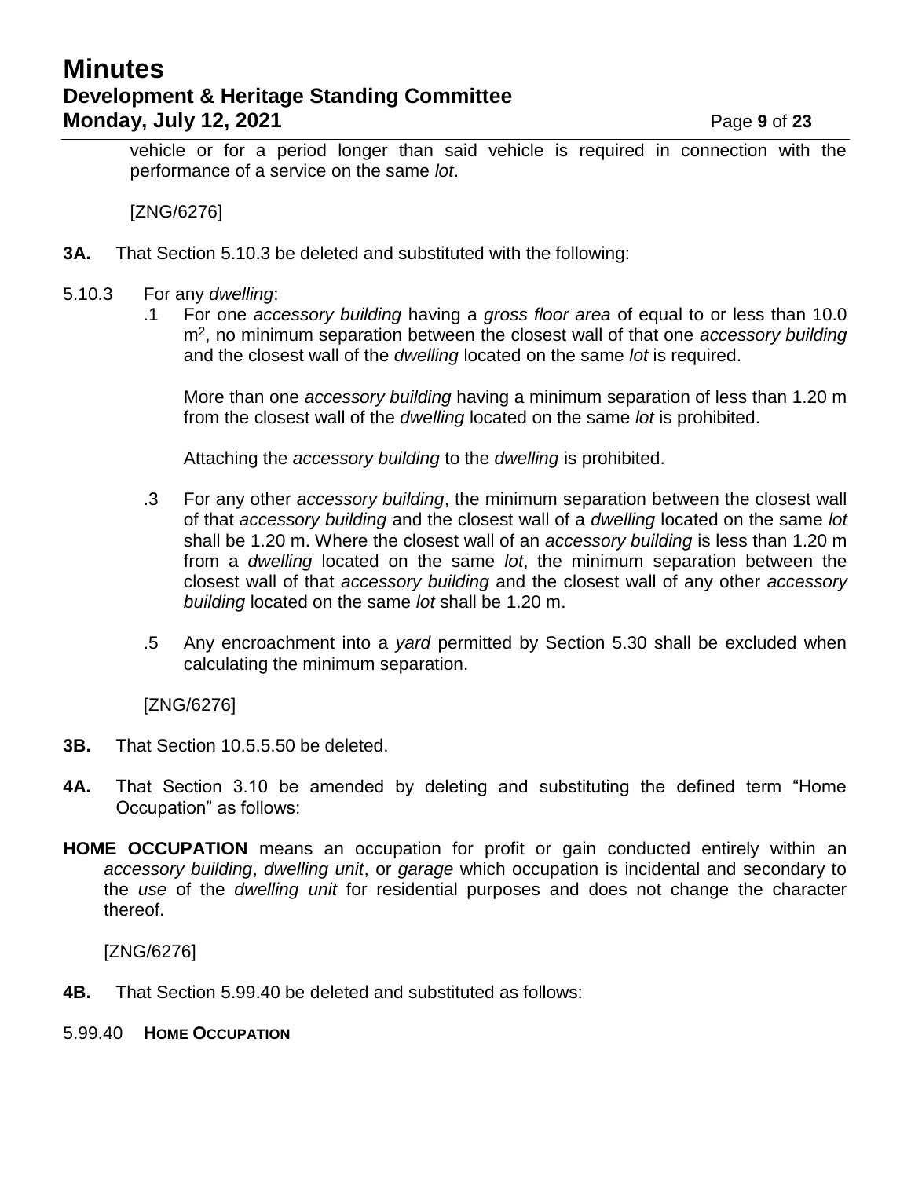vehicle or for a period longer than said vehicle is required in connection with the performance of a service on the same *lot*.

[ZNG/6276]

**3A.** That Section 5.10.3 be deleted and substituted with the following:

5.10.3 For any *dwelling*:

.1 For one *accessory building* having a *gross floor area* of equal to or less than 10.0 $m^2$, no minimum separation between the closest wall of that one *accessory building* and the closest wall of the *dwelling* located on the same *lot* is required.

More than one *accessory building* having a minimum separation of less than 1.20 m from the closest wall of the *dwelling* located on the same *lot* is prohibited.

Attaching the *accessory building* to the *dwelling* is prohibited.

.3 For any other *accessory building*, the minimum separation between the closest wall of that *accessory building* and the closest wall of a *dwelling* located on the same *lot* shall be 1.20 m. Where the closest wall of an *accessory building* is less than 1.20 m from a *dwelling* located on the same *lot*, the minimum separation between the closest wall of that *accessory building* and the closest wall of any other *accessory building* located on the same *lot* shall be 1.20 m.

.5 Any encroachment into a *yard* permitted by Section 5.30 shall be excluded when calculating the minimum separation.

[ZNG/6276]

**3B.** That Section 10.5.5.50 be deleted.

**4A.** That Section 3.10 be amended by deleting and substituting the defined term "Home Occupation" as follows:

**HOME OCCUPATION** means an occupation for profit or gain conducted entirely within an *accessory building*, *dwelling unit*, or *garage* which occupation is incidental and secondary to the *use* of the *dwelling unit* for residential purposes and does not change the character thereof.

[ZNG/6276]

**4B.** That Section 5.99.40 be deleted and substituted as follows:

5.99.40 **HOME OCCUPATION**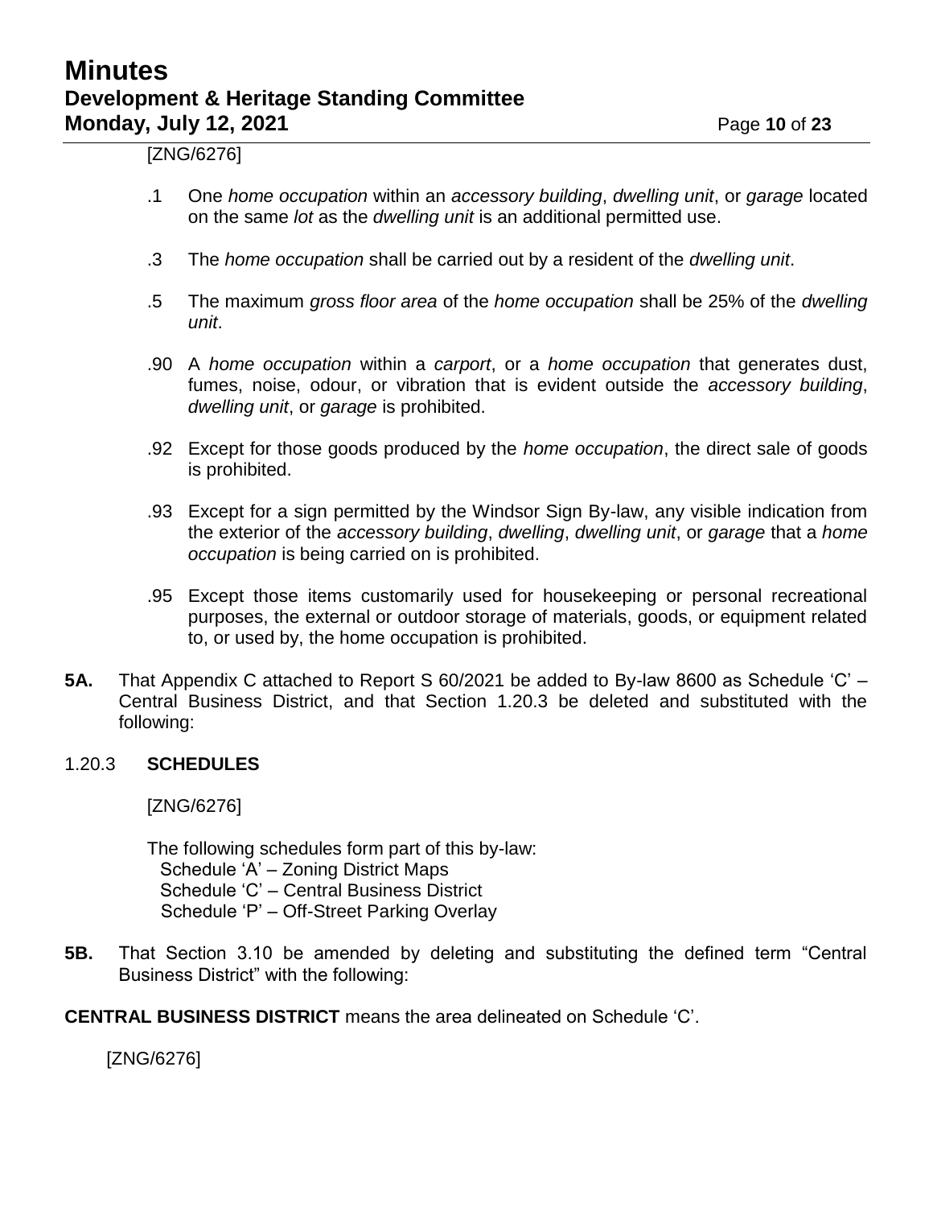[ZNG/6276]

.1 One *home occupation* within an *accessory building*, *dwelling unit*, or *garage* located on the same *lot* as the *dwelling unit* is an additional permitted use.

.3 The *home occupation* shall be carried out by a resident of the *dwelling unit*.

.5 The maximum *gross floor area* of the *home occupation* shall be 25% of the *dwelling unit*.

.90 A *home occupation* within a *carport*, or a *home occupation* that generates dust, fumes, noise, odour, or vibration that is evident outside the *accessory building*, *dwelling unit*, or *garage* is prohibited.

.92 Except for those goods produced by the *home occupation*, the direct sale of goods is prohibited.

.93 Except for a sign permitted by the Windsor Sign By-law, any visible indication from the exterior of the *accessory building*, *dwelling*, *dwelling unit*, or *garage* that a *home occupation* is being carried on is prohibited.

.95 Except those items customarily used for housekeeping or personal recreational purposes, the external or outdoor storage of materials, goods, or equipment related to, or used by, the home occupation is prohibited.

**5A.** That Appendix C attached to Report S 60/2021 be added to By-law 8600 as Schedule 'C' – Central Business District, and that Section 1.20.3 be deleted and substituted with the following:

1.20.3 **SCHEDULES**

[ZNG/6276]

The following schedules form part of this by-law:
Schedule 'A' – Zoning District Maps
Schedule 'C' – Central Business District
Schedule 'P' – Off-Street Parking Overlay

**5B.** That Section 3.10 be amended by deleting and substituting the defined term "Central Business District" with the following:

**CENTRAL BUSINESS DISTRICT** means the area delineated on Schedule 'C'.

[ZNG/6276]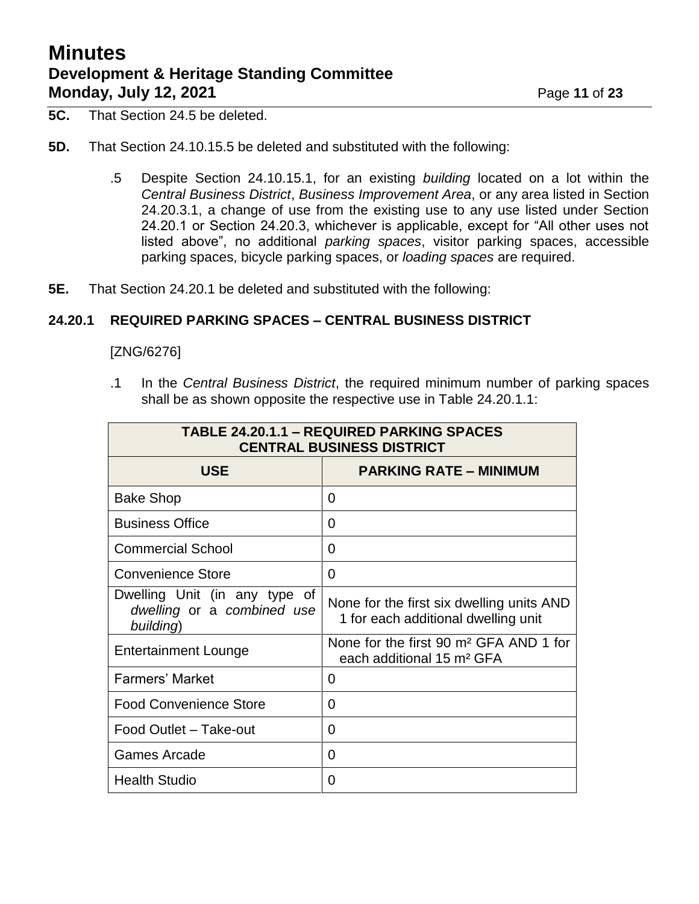**5C.** That Section 24.5 be deleted.

**5D.** That Section 24.10.15.5 be deleted and substituted with the following:

.5 Despite Section 24.10.15.1, for an existing *building* located on a lot within the *Central Business District*, *Business Improvement Area*, or any area listed in Section 24.20.3.1, a change of use from the existing use to any use listed under Section 24.20.1 or Section 24.20.3, whichever is applicable, except for "All other uses not listed above", no additional *parking spaces*, visitor parking spaces, accessible parking spaces, bicycle parking spaces, or *loading spaces* are required.

**5E.** That Section 24.20.1 be deleted and substituted with the following:

**24.20.1 REQUIRED PARKING SPACES – CENTRAL BUSINESS DISTRICT**

[ZNG/6276]

.1 In the *Central Business District*, the required minimum number of parking spaces shall be as shown opposite the respective use in Table 24.20.1.1:

| TABLE 24.20.1.1 – REQUIRED PARKING SPACES CENTRAL BUSINESS DISTRICT | |
|---|---|
| **USE** | **PARKING RATE – MINIMUM** |
| Bake Shop | 0 |
| Business Office | 0 |
| Commercial School | 0 |
| Convenience Store | 0 |
| Dwelling Unit (in any type of *dwelling* or a *combined use building*) | None for the first six dwelling units AND 1 for each additional dwelling unit |
| Entertainment Lounge | None for the first 90 m² GFA AND 1 for each additional 15 m² GFA |
| Farmers' Market | 0 |
| Food Convenience Store | 0 |
| Food Outlet – Take-out | 0 |
| Games Arcade | 0 |
| Health Studio | 0 |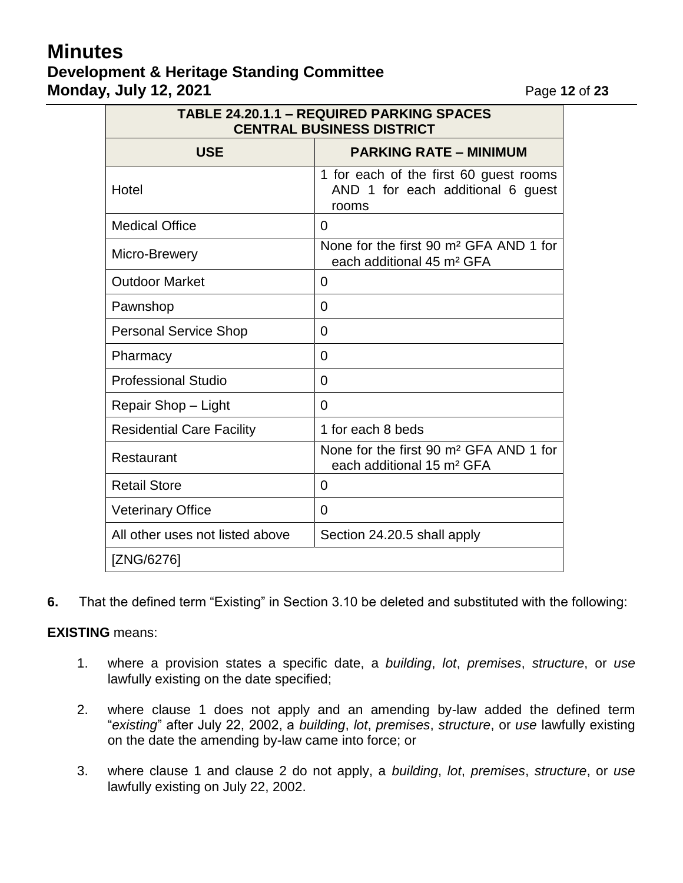| TABLE 24.20.1.1 – REQUIRED PARKING SPACES CENTRAL BUSINESS DISTRICT | |
|---|---|
| **USE** | **PARKING RATE – MINIMUM** |
| Hotel | 1 for each of the first 60 guest rooms AND 1 for each additional 6 guest rooms |
| Medical Office | 0 |
| Micro-Brewery | None for the first 90 m² GFA AND 1 for each additional 45 m² GFA |
| Outdoor Market | 0 |
| Pawnshop | 0 |
| Personal Service Shop | 0 |
| Pharmacy | 0 |
| Professional Studio | 0 |
| Repair Shop – Light | 0 |
| Residential Care Facility | 1 for each 8 beds |
| Restaurant | None for the first 90 m² GFA AND 1 for each additional 15 m² GFA |
| Retail Store | 0 |
| Veterinary Office | 0 |
| All other uses not listed above | Section 24.20.5 shall apply |
| [ZNG/6276] | |

**6.** That the defined term “Existing” in Section 3.10 be deleted and substituted with the following:

**EXISTING** means:

1. where a provision states a specific date, a *building*, *lot*, *premises*, *structure*, or *use* lawfully existing on the date specified;

2. where clause 1 does not apply and an amending by-law added the defined term “*existing*” after July 22, 2002, a *building*, *lot*, *premises*, *structure*, or *use* lawfully existing on the date the amending by-law came into force; or

3. where clause 1 and clause 2 do not apply, a *building*, *lot*, *premises*, *structure*, or *use* lawfully existing on July 22, 2002.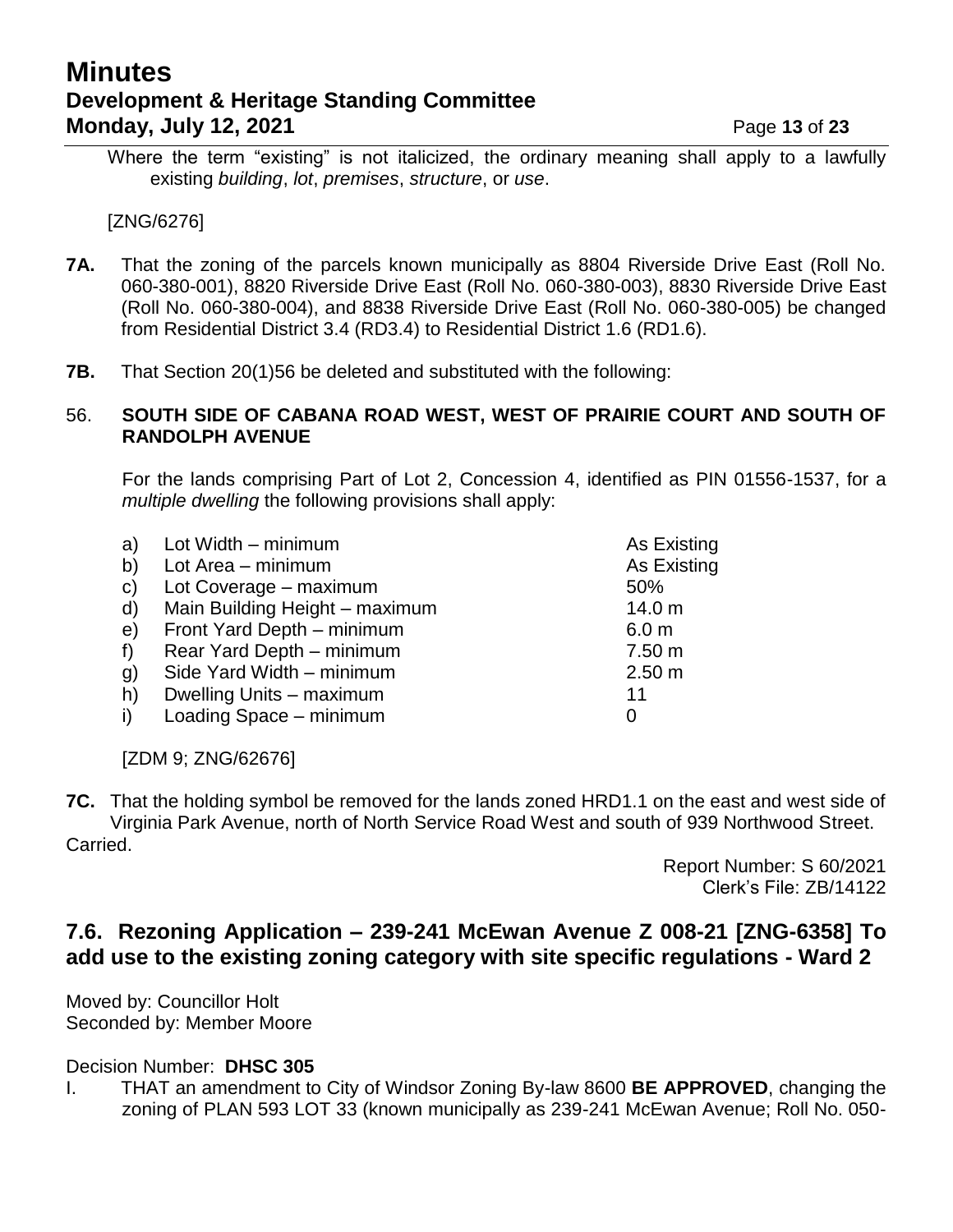Where the term "existing" is not italicized, the ordinary meaning shall apply to a lawfully existing *building*, *lot*, *premises*, *structure*, or *use*.

[ZNG/6276]

**7A.** That the zoning of the parcels known municipally as 8804 Riverside Drive East (Roll No. 060-380-001), 8820 Riverside Drive East (Roll No. 060-380-003), 8830 Riverside Drive East (Roll No. 060-380-004), and 8838 Riverside Drive East (Roll No. 060-380-005) be changed from Residential District 3.4 (RD3.4) to Residential District 1.6 (RD1.6).

**7B.** That Section 20(1)56 be deleted and substituted with the following:

56. **SOUTH SIDE OF CABANA ROAD WEST, WEST OF PRAIRIE COURT AND SOUTH OF RANDOLPH AVENUE**

For the lands comprising Part of Lot 2, Concession 4, identified as PIN 01556-1537, for a *multiple dwelling* the following provisions shall apply:

| | | |
|---|---|---|
| a) | Lot Width – minimum | As Existing |
| b) | Lot Area – minimum | As Existing |
| c) | Lot Coverage – maximum | 50% |
| d) | Main Building Height – maximum | 14.0 m |
| e) | Front Yard Depth – minimum | 6.0 m |
| f) | Rear Yard Depth – minimum | 7.50 m |
| g) | Side Yard Width – minimum | 2.50 m |
| h) | Dwelling Units – maximum | 11 |
| i) | Loading Space – minimum | 0 |

[ZDM 9; ZNG/62676]

**7C.** That the holding symbol be removed for the lands zoned HRD1.1 on the east and west side of Virginia Park Avenue, north of North Service Road West and south of 939 Northwood Street.

Carried.

Report Number: S 60/2021
Clerk's File: ZB/14122

## 7.6. Rezoning Application – 239-241 McEwan Avenue Z 008-21 [ZNG-6358] To add use to the existing zoning category with site specific regulations - Ward 2

Moved by: Councillor Holt
Seconded by: Member Moore

Decision Number: **DHSC 305**

I. THAT an amendment to City of Windsor Zoning By-law 8600 **BE APPROVED**, changing the zoning of PLAN 593 LOT 33 (known municipally as 239-241 McEwan Avenue; Roll No. 050-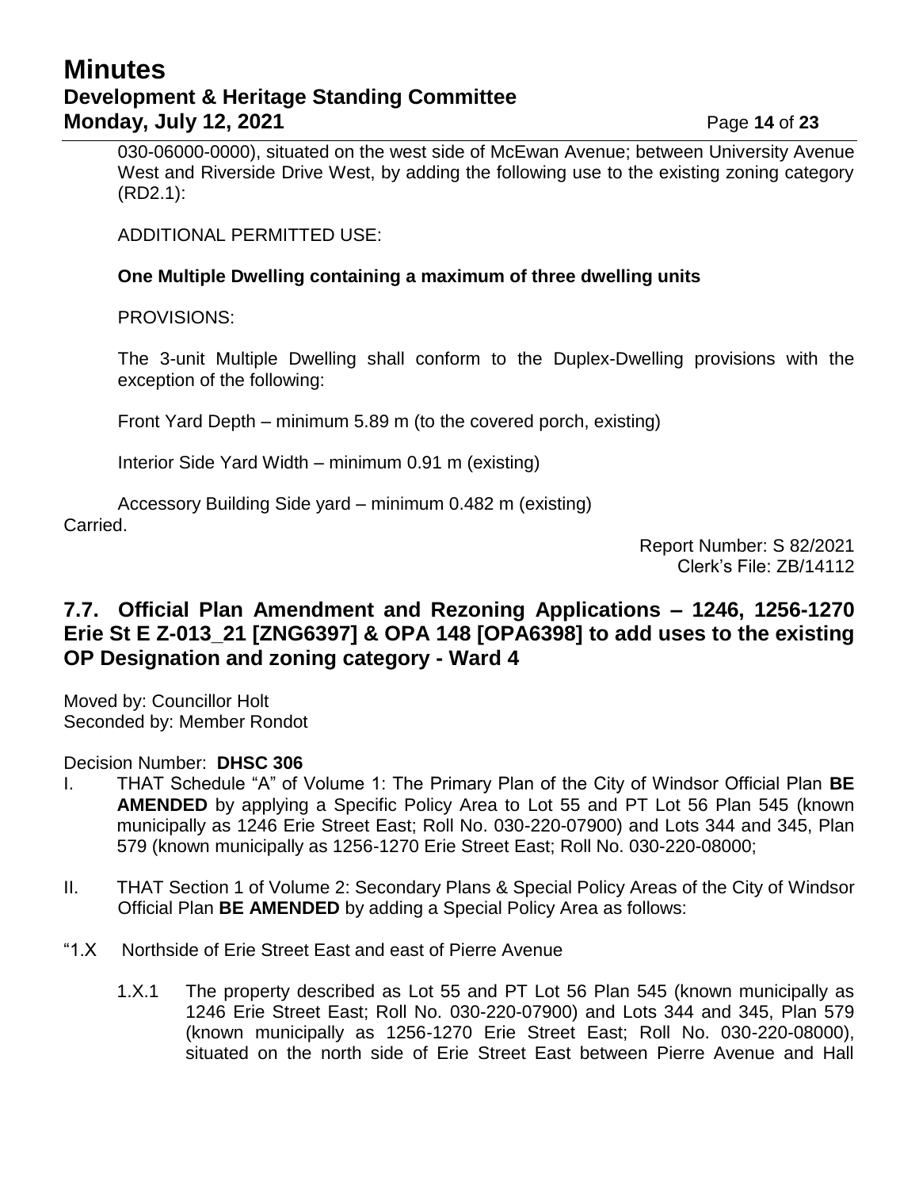030-06000-0000), situated on the west side of McEwan Avenue; between University Avenue West and Riverside Drive West, by adding the following use to the existing zoning category (RD2.1):

ADDITIONAL PERMITTED USE:

**One Multiple Dwelling containing a maximum of three dwelling units**

PROVISIONS:

The 3-unit Multiple Dwelling shall conform to the Duplex-Dwelling provisions with the exception of the following:

Front Yard Depth – minimum 5.89 m (to the covered porch, existing)

Interior Side Yard Width – minimum 0.91 m (existing)

Accessory Building Side yard – minimum 0.482 m (existing)

Carried.

Report Number: S 82/2021
Clerk's File: ZB/14112

## 7.7. Official Plan Amendment and Rezoning Applications – 1246, 1256-1270 Erie St E Z-013_21 [ZNG6397] & OPA 148 [OPA6398] to add uses to the existing OP Designation and zoning category - Ward 4

Moved by: Councillor Holt
Seconded by: Member Rondot

Decision Number: **DHSC 306**

I. THAT Schedule "A" of Volume 1: The Primary Plan of the City of Windsor Official Plan **BE AMENDED** by applying a Specific Policy Area to Lot 55 and PT Lot 56 Plan 545 (known municipally as 1246 Erie Street East; Roll No. 030-220-07900) and Lots 344 and 345, Plan 579 (known municipally as 1256-1270 Erie Street East; Roll No. 030-220-08000;

II. THAT Section 1 of Volume 2: Secondary Plans & Special Policy Areas of the City of Windsor Official Plan **BE AMENDED** by adding a Special Policy Area as follows:

"1.X Northside of Erie Street East and east of Pierre Avenue

1.X.1 The property described as Lot 55 and PT Lot 56 Plan 545 (known municipally as 1246 Erie Street East; Roll No. 030-220-07900) and Lots 344 and 345, Plan 579 (known municipally as 1256-1270 Erie Street East; Roll No. 030-220-08000), situated on the north side of Erie Street East between Pierre Avenue and Hall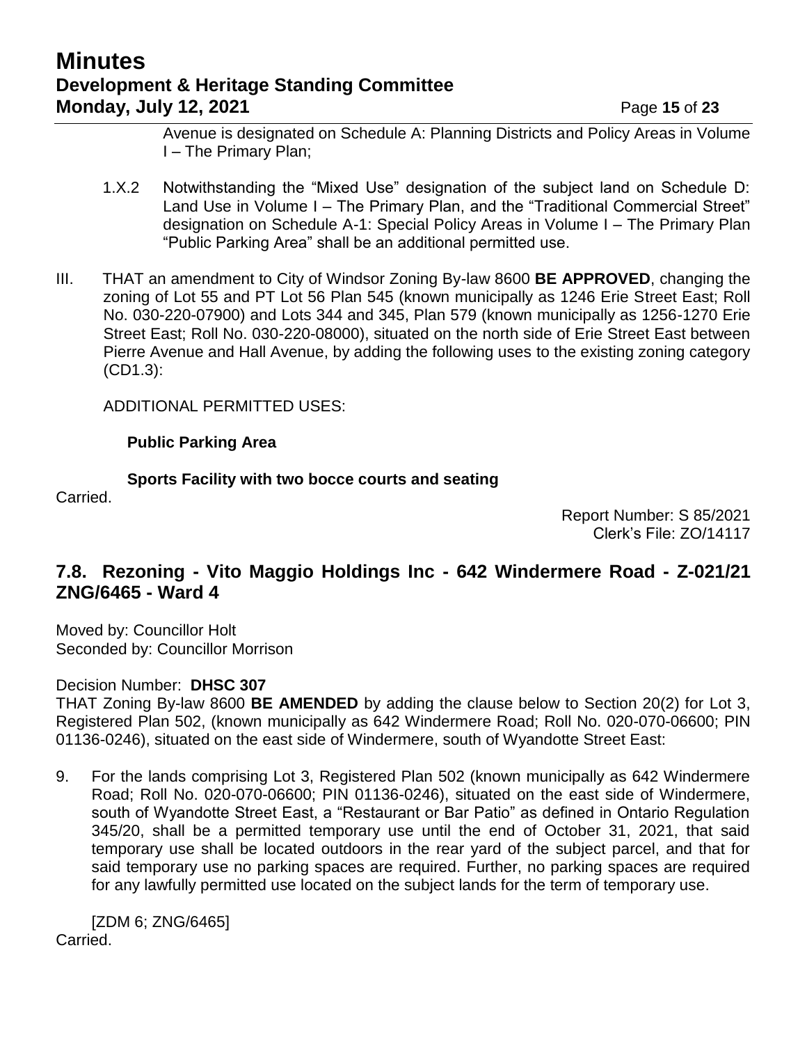Avenue is designated on Schedule A: Planning Districts and Policy Areas in Volume I – The Primary Plan;

1.X.2 Notwithstanding the "Mixed Use" designation of the subject land on Schedule D: Land Use in Volume I – The Primary Plan, and the "Traditional Commercial Street" designation on Schedule A-1: Special Policy Areas in Volume I – The Primary Plan "Public Parking Area" shall be an additional permitted use.

III. THAT an amendment to City of Windsor Zoning By-law 8600 **BE APPROVED**, changing the zoning of Lot 55 and PT Lot 56 Plan 545 (known municipally as 1246 Erie Street East; Roll No. 030-220-07900) and Lots 344 and 345, Plan 579 (known municipally as 1256-1270 Erie Street East; Roll No. 030-220-08000), situated on the north side of Erie Street East between Pierre Avenue and Hall Avenue, by adding the following uses to the existing zoning category (CD1.3):

ADDITIONAL PERMITTED USES:

**Public Parking Area**

**Sports Facility with two bocce courts and seating**

Carried.

Report Number: S 85/2021
Clerk's File: ZO/14117

## 7.8. Rezoning - Vito Maggio Holdings Inc - 642 Windermere Road - Z-021/21 ZNG/6465 - Ward 4

Moved by: Councillor Holt
Seconded by: Councillor Morrison

Decision Number: **DHSC 307**
THAT Zoning By-law 8600 **BE AMENDED** by adding the clause below to Section 20(2) for Lot 3, Registered Plan 502, (known municipally as 642 Windermere Road; Roll No. 020-070-06600; PIN 01136-0246), situated on the east side of Windermere, south of Wyandotte Street East:

9. For the lands comprising Lot 3, Registered Plan 502 (known municipally as 642 Windermere Road; Roll No. 020-070-06600; PIN 01136-0246), situated on the east side of Windermere, south of Wyandotte Street East, a "Restaurant or Bar Patio" as defined in Ontario Regulation 345/20, shall be a permitted temporary use until the end of October 31, 2021, that said temporary use shall be located outdoors in the rear yard of the subject parcel, and that for said temporary use no parking spaces are required. Further, no parking spaces are required for any lawfully permitted use located on the subject lands for the term of temporary use.

[ZDM 6; ZNG/6465]

Carried.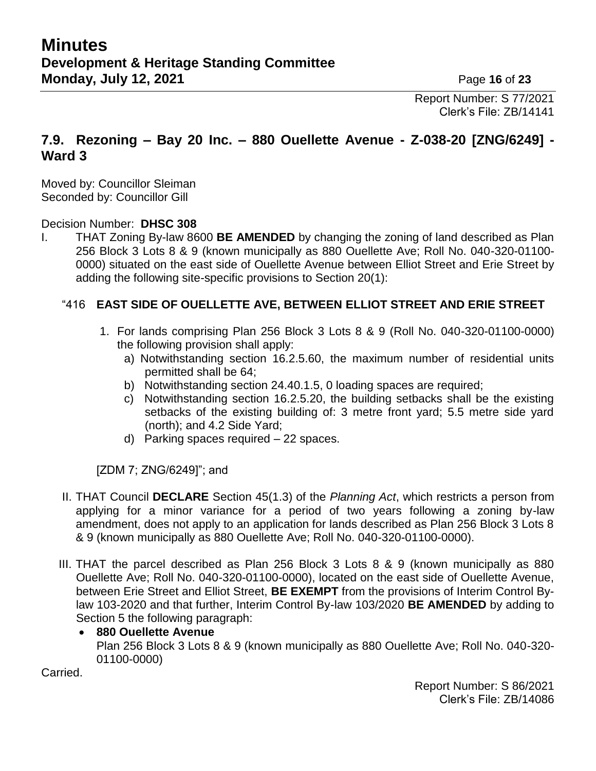Report Number: S 77/2021
Clerk's File: ZB/14141

## 7.9. Rezoning – Bay 20 Inc. – 880 Ouellette Avenue - Z-038-20 [ZNG/6249] - Ward 3

Moved by: Councillor Sleiman
Seconded by: Councillor Gill

Decision Number: **DHSC 308**

I. THAT Zoning By-law 8600 **BE AMENDED** by changing the zoning of land described as Plan 256 Block 3 Lots 8 & 9 (known municipally as 880 Ouellette Ave; Roll No. 040-320-01100-0000) situated on the east side of Ouellette Avenue between Elliot Street and Erie Street by adding the following site-specific provisions to Section 20(1):

"416 **EAST SIDE OF OUELLETTE AVE, BETWEEN ELLIOT STREET AND ERIE STREET**

1. For lands comprising Plan 256 Block 3 Lots 8 & 9 (Roll No. 040-320-01100-0000) the following provision shall apply:
   a) Notwithstanding section 16.2.5.60, the maximum number of residential units permitted shall be 64;
   b) Notwithstanding section 24.40.1.5, 0 loading spaces are required;
   c) Notwithstanding section 16.2.5.20, the building setbacks shall be the existing setbacks of the existing building of: 3 metre front yard; 5.5 metre side yard (north); and 4.2 Side Yard;
   d) Parking spaces required – 22 spaces.

[ZDM 7; ZNG/6249]"; and

II. THAT Council **DECLARE** Section 45(1.3) of the *Planning Act*, which restricts a person from applying for a minor variance for a period of two years following a zoning by-law amendment, does not apply to an application for lands described as Plan 256 Block 3 Lots 8 & 9 (known municipally as 880 Ouellette Ave; Roll No. 040-320-01100-0000).

III. THAT the parcel described as Plan 256 Block 3 Lots 8 & 9 (known municipally as 880 Ouellette Ave; Roll No. 040-320-01100-0000), located on the east side of Ouellette Avenue, between Erie Street and Elliot Street, **BE EXEMPT** from the provisions of Interim Control By-law 103-2020 and that further, Interim Control By-law 103/2020 **BE AMENDED** by adding to Section 5 the following paragraph:

- **880 Ouellette Avenue**
  Plan 256 Block 3 Lots 8 & 9 (known municipally as 880 Ouellette Ave; Roll No. 040-320-01100-0000)

Carried.

Report Number: S 86/2021
Clerk's File: ZB/14086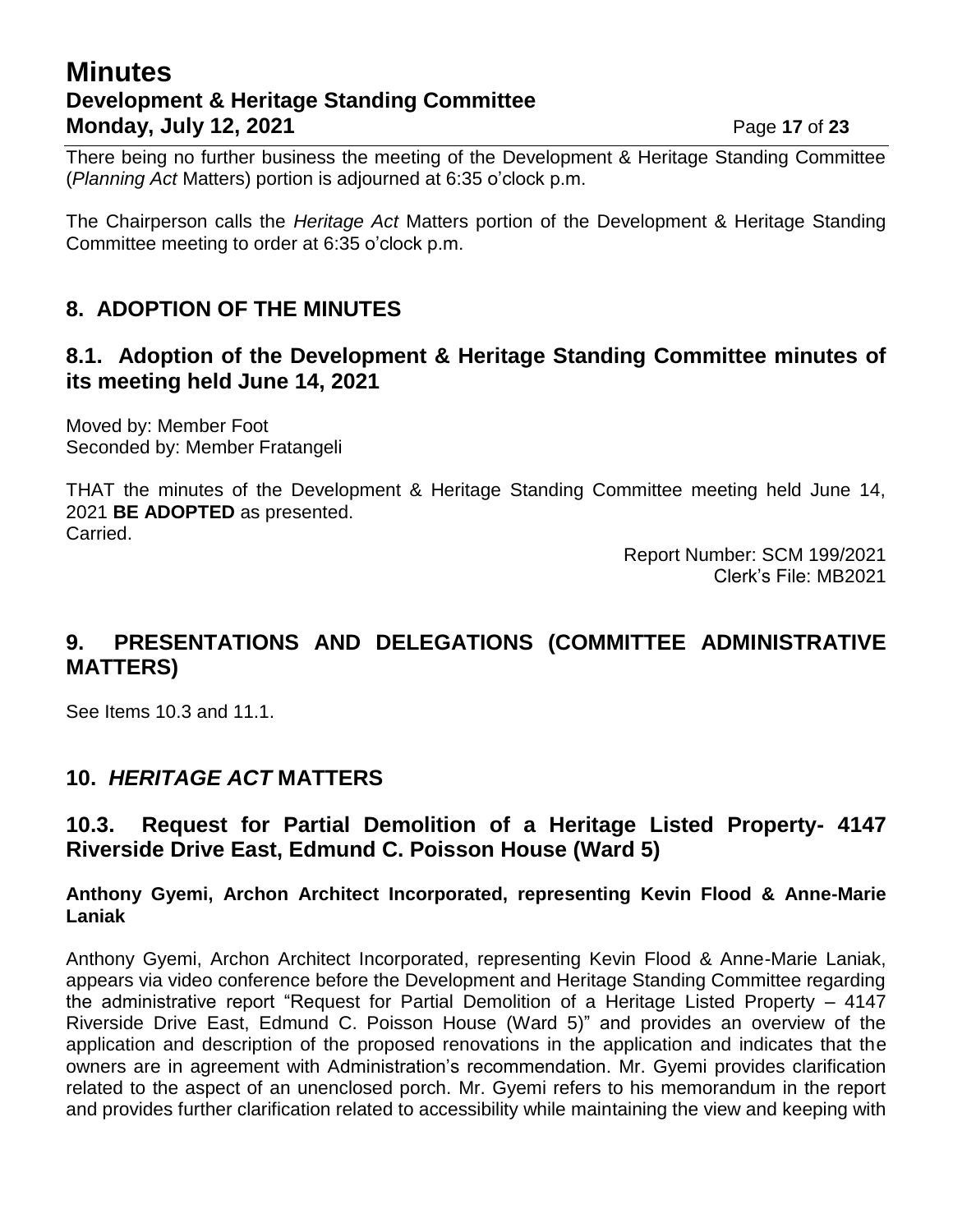There being no further business the meeting of the Development & Heritage Standing Committee (*Planning Act* Matters) portion is adjourned at 6:35 o'clock p.m.

The Chairperson calls the *Heritage Act* Matters portion of the Development & Heritage Standing Committee meeting to order at 6:35 o'clock p.m.

## 8. ADOPTION OF THE MINUTES

### 8.1. Adoption of the Development & Heritage Standing Committee minutes of its meeting held June 14, 2021

Moved by: Member Foot
Seconded by: Member Fratangeli

THAT the minutes of the Development & Heritage Standing Committee meeting held June 14, 2021 **BE ADOPTED** as presented.
Carried.

Report Number: SCM 199/2021
Clerk's File: MB2021

## 9. PRESENTATIONS AND DELEGATIONS (COMMITTEE ADMINISTRATIVE MATTERS)

See Items 10.3 and 11.1.

## 10. *HERITAGE ACT* MATTERS

### 10.3. Request for Partial Demolition of a Heritage Listed Property- 4147 Riverside Drive East, Edmund C. Poisson House (Ward 5)

**Anthony Gyemi, Archon Architect Incorporated, representing Kevin Flood & Anne-Marie Laniak**

Anthony Gyemi, Archon Architect Incorporated, representing Kevin Flood & Anne-Marie Laniak, appears via video conference before the Development and Heritage Standing Committee regarding the administrative report "Request for Partial Demolition of a Heritage Listed Property – 4147 Riverside Drive East, Edmund C. Poisson House (Ward 5)" and provides an overview of the application and description of the proposed renovations in the application and indicates that the owners are in agreement with Administration's recommendation. Mr. Gyemi provides clarification related to the aspect of an unenclosed porch. Mr. Gyemi refers to his memorandum in the report and provides further clarification related to accessibility while maintaining the view and keeping with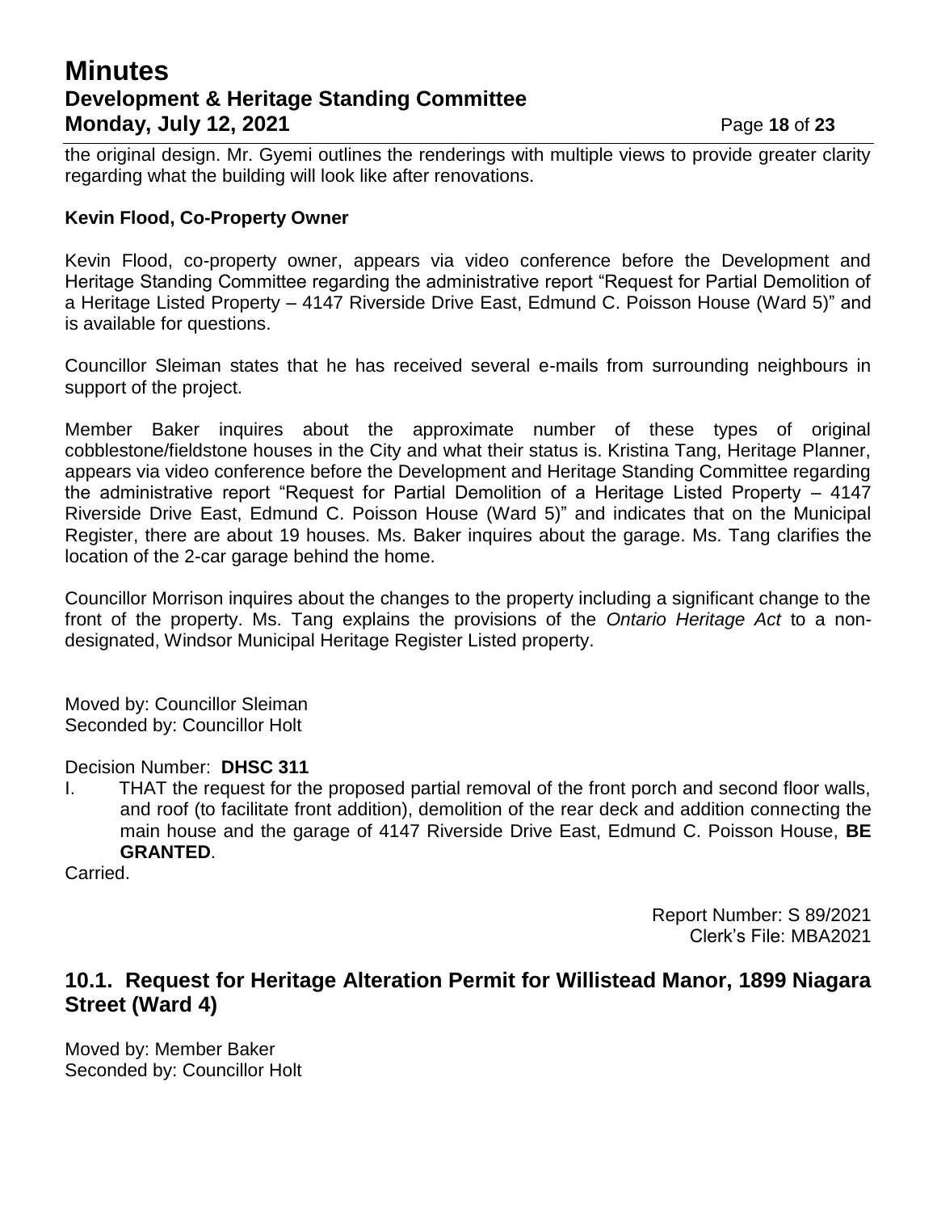the original design. Mr. Gyemi outlines the renderings with multiple views to provide greater clarity regarding what the building will look like after renovations.

**Kevin Flood, Co-Property Owner**

Kevin Flood, co-property owner, appears via video conference before the Development and Heritage Standing Committee regarding the administrative report "Request for Partial Demolition of a Heritage Listed Property – 4147 Riverside Drive East, Edmund C. Poisson House (Ward 5)" and is available for questions.

Councillor Sleiman states that he has received several e-mails from surrounding neighbours in support of the project.

Member Baker inquires about the approximate number of these types of original cobblestone/fieldstone houses in the City and what their status is. Kristina Tang, Heritage Planner, appears via video conference before the Development and Heritage Standing Committee regarding the administrative report "Request for Partial Demolition of a Heritage Listed Property – 4147 Riverside Drive East, Edmund C. Poisson House (Ward 5)" and indicates that on the Municipal Register, there are about 19 houses. Ms. Baker inquires about the garage. Ms. Tang clarifies the location of the 2-car garage behind the home.

Councillor Morrison inquires about the changes to the property including a significant change to the front of the property. Ms. Tang explains the provisions of the *Ontario Heritage Act* to a non-designated, Windsor Municipal Heritage Register Listed property.

Moved by: Councillor Sleiman
Seconded by: Councillor Holt

Decision Number: **DHSC 311**

I. THAT the request for the proposed partial removal of the front porch and second floor walls, and roof (to facilitate front addition), demolition of the rear deck and addition connecting the main house and the garage of 4147 Riverside Drive East, Edmund C. Poisson House, **BE GRANTED**.

Carried.

Report Number: S 89/2021
Clerk's File: MBA2021

## 10.1. Request for Heritage Alteration Permit for Willistead Manor, 1899 Niagara Street (Ward 4)

Moved by: Member Baker
Seconded by: Councillor Holt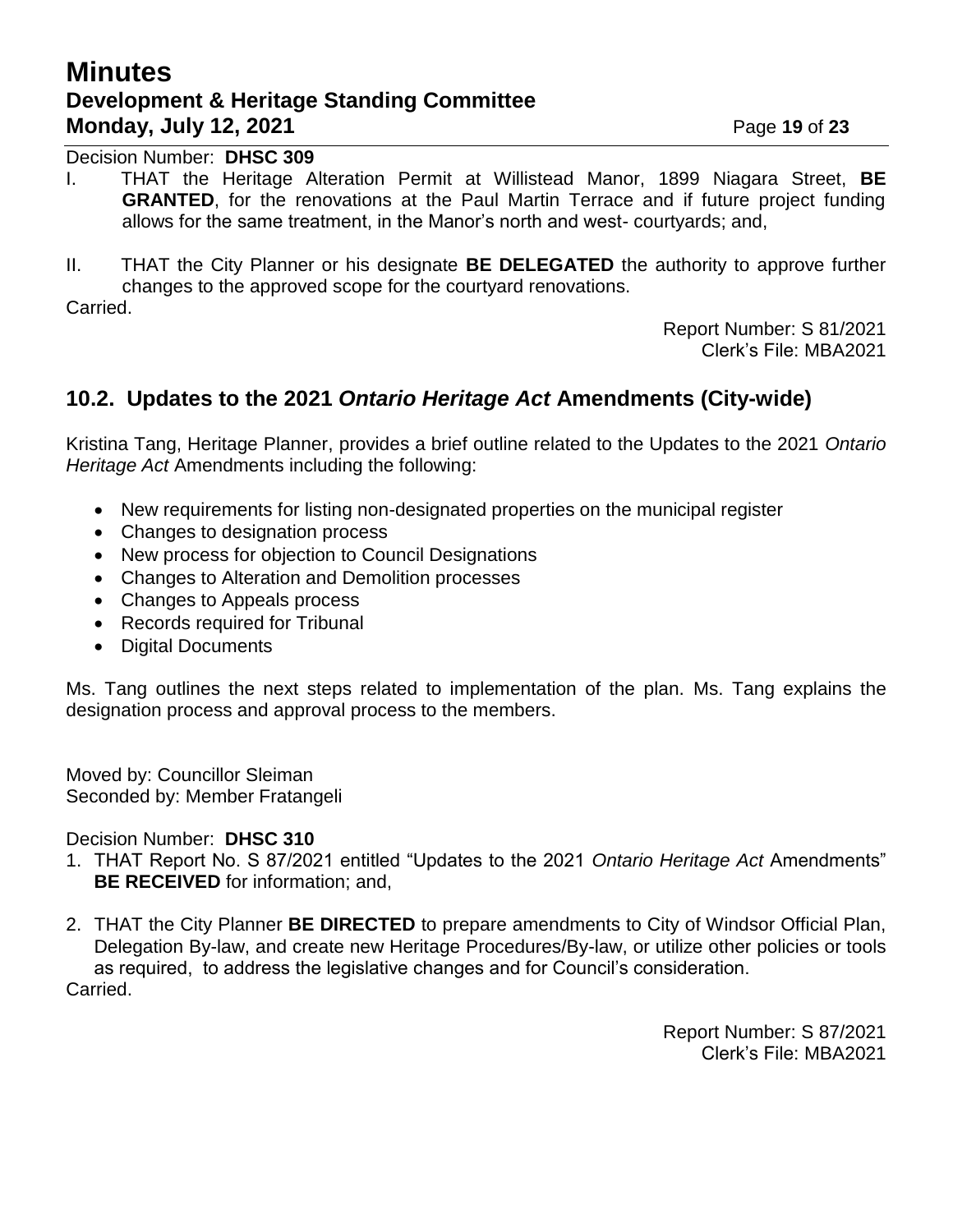Decision Number: **DHSC 309**

I. THAT the Heritage Alteration Permit at Willistead Manor, 1899 Niagara Street, **BE GRANTED**, for the renovations at the Paul Martin Terrace and if future project funding allows for the same treatment, in the Manor's north and west- courtyards; and,

II. THAT the City Planner or his designate **BE DELEGATED** the authority to approve further changes to the approved scope for the courtyard renovations.

Carried.

Report Number: S 81/2021
Clerk's File: MBA2021

## 10.2. Updates to the 2021 *Ontario Heritage Act* Amendments (City-wide)

Kristina Tang, Heritage Planner, provides a brief outline related to the Updates to the 2021 *Ontario Heritage Act* Amendments including the following:

- New requirements for listing non-designated properties on the municipal register
- Changes to designation process
- New process for objection to Council Designations
- Changes to Alteration and Demolition processes
- Changes to Appeals process
- Records required for Tribunal
- Digital Documents

Ms. Tang outlines the next steps related to implementation of the plan. Ms. Tang explains the designation process and approval process to the members.

Moved by: Councillor Sleiman
Seconded by: Member Fratangeli

Decision Number: **DHSC 310**

1. THAT Report No. S 87/2021 entitled "Updates to the 2021 *Ontario Heritage Act* Amendments" **BE RECEIVED** for information; and,

2. THAT the City Planner **BE DIRECTED** to prepare amendments to City of Windsor Official Plan, Delegation By-law, and create new Heritage Procedures/By-law, or utilize other policies or tools as required, to address the legislative changes and for Council's consideration.

Carried.

Report Number: S 87/2021
Clerk's File: MBA2021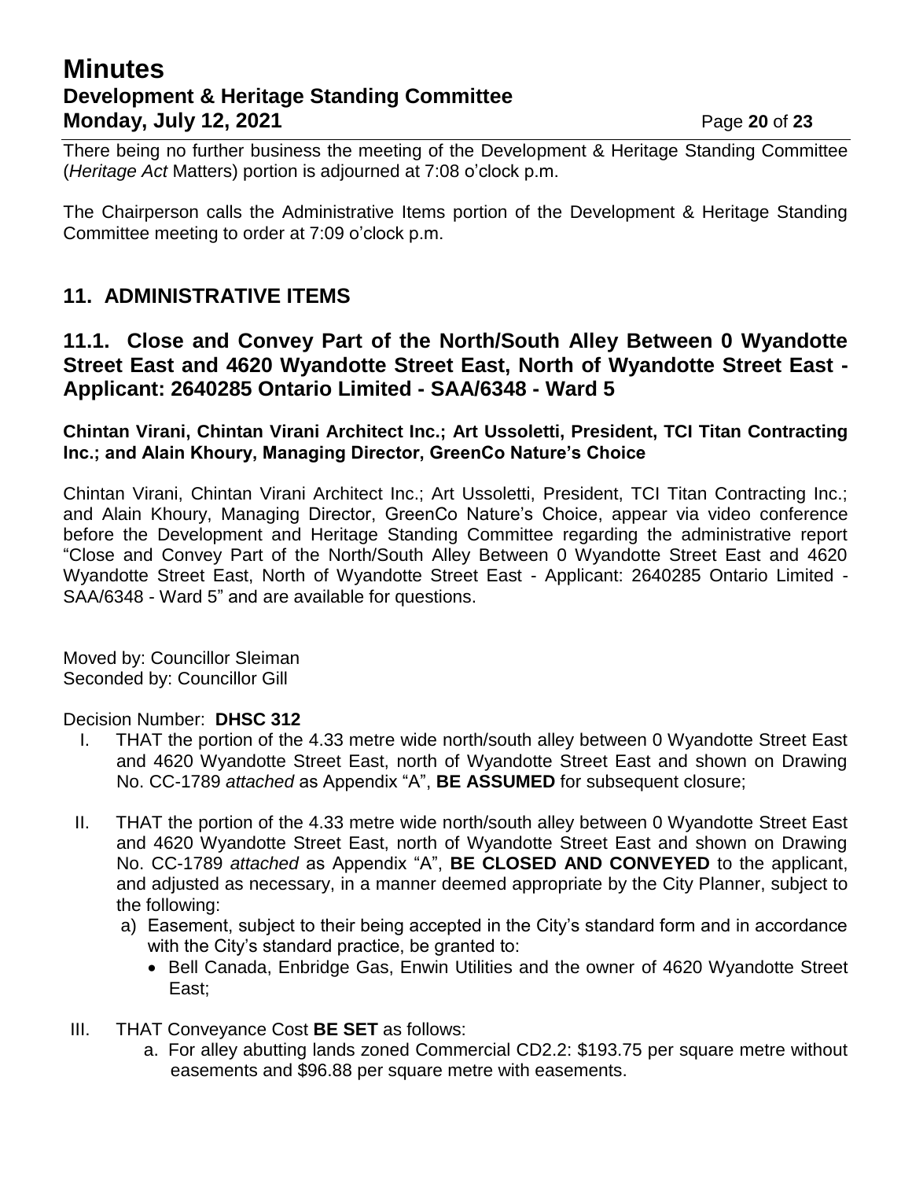There being no further business the meeting of the Development & Heritage Standing Committee (*Heritage Act* Matters) portion is adjourned at 7:08 o'clock p.m.

The Chairperson calls the Administrative Items portion of the Development & Heritage Standing Committee meeting to order at 7:09 o'clock p.m.

## 11. ADMINISTRATIVE ITEMS

### 11.1. Close and Convey Part of the North/South Alley Between 0 Wyandotte Street East and 4620 Wyandotte Street East, North of Wyandotte Street East - Applicant: 2640285 Ontario Limited - SAA/6348 - Ward 5

**Chintan Virani, Chintan Virani Architect Inc.; Art Ussoletti, President, TCI Titan Contracting Inc.; and Alain Khoury, Managing Director, GreenCo Nature's Choice**

Chintan Virani, Chintan Virani Architect Inc.; Art Ussoletti, President, TCI Titan Contracting Inc.; and Alain Khoury, Managing Director, GreenCo Nature's Choice, appear via video conference before the Development and Heritage Standing Committee regarding the administrative report "Close and Convey Part of the North/South Alley Between 0 Wyandotte Street East and 4620 Wyandotte Street East, North of Wyandotte Street East - Applicant: 2640285 Ontario Limited - SAA/6348 - Ward 5" and are available for questions.

Moved by: Councillor Sleiman
Seconded by: Councillor Gill

Decision Number: **DHSC 312**

I. THAT the portion of the 4.33 metre wide north/south alley between 0 Wyandotte Street East and 4620 Wyandotte Street East, north of Wyandotte Street East and shown on Drawing No. CC-1789 *attached* as Appendix "A", **BE ASSUMED** for subsequent closure;

II. THAT the portion of the 4.33 metre wide north/south alley between 0 Wyandotte Street East and 4620 Wyandotte Street East, north of Wyandotte Street East and shown on Drawing No. CC-1789 *attached* as Appendix "A", **BE CLOSED AND CONVEYED** to the applicant, and adjusted as necessary, in a manner deemed appropriate by the City Planner, subject to the following:
   a) Easement, subject to their being accepted in the City's standard form and in accordance with the City's standard practice, be granted to:
      - Bell Canada, Enbridge Gas, Enwin Utilities and the owner of 4620 Wyandotte Street East;

III. THAT Conveyance Cost **BE SET** as follows:
   a. For alley abutting lands zoned Commercial CD2.2: $193.75 per square metre without easements and $96.88 per square metre with easements.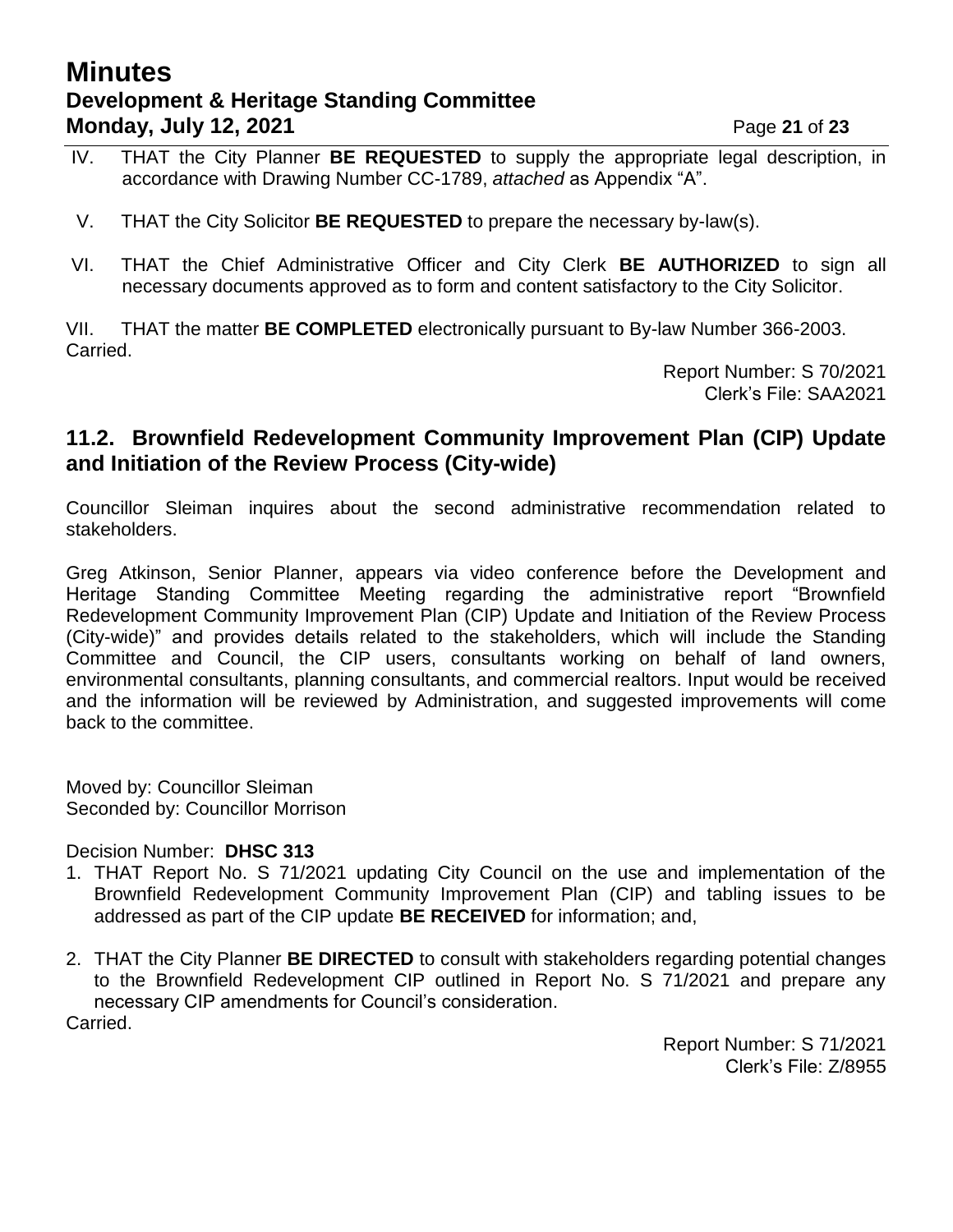IV. THAT the City Planner **BE REQUESTED** to supply the appropriate legal description, in accordance with Drawing Number CC-1789, *attached* as Appendix "A".

V. THAT the City Solicitor **BE REQUESTED** to prepare the necessary by-law(s).

VI. THAT the Chief Administrative Officer and City Clerk **BE AUTHORIZED** to sign all necessary documents approved as to form and content satisfactory to the City Solicitor.

VII. THAT the matter **BE COMPLETED** electronically pursuant to By-law Number 366-2003.
Carried.

Report Number: S 70/2021
Clerk's File: SAA2021

## 11.2. Brownfield Redevelopment Community Improvement Plan (CIP) Update and Initiation of the Review Process (City-wide)

Councillor Sleiman inquires about the second administrative recommendation related to stakeholders.

Greg Atkinson, Senior Planner, appears via video conference before the Development and Heritage Standing Committee Meeting regarding the administrative report "Brownfield Redevelopment Community Improvement Plan (CIP) Update and Initiation of the Review Process (City-wide)" and provides details related to the stakeholders, which will include the Standing Committee and Council, the CIP users, consultants working on behalf of land owners, environmental consultants, planning consultants, and commercial realtors. Input would be received and the information will be reviewed by Administration, and suggested improvements will come back to the committee.

Moved by: Councillor Sleiman
Seconded by: Councillor Morrison

Decision Number: **DHSC 313**

1. THAT Report No. S 71/2021 updating City Council on the use and implementation of the Brownfield Redevelopment Community Improvement Plan (CIP) and tabling issues to be addressed as part of the CIP update **BE RECEIVED** for information; and,

2. THAT the City Planner **BE DIRECTED** to consult with stakeholders regarding potential changes to the Brownfield Redevelopment CIP outlined in Report No. S 71/2021 and prepare any necessary CIP amendments for Council's consideration.

Carried.

Report Number: S 71/2021
Clerk's File: Z/8955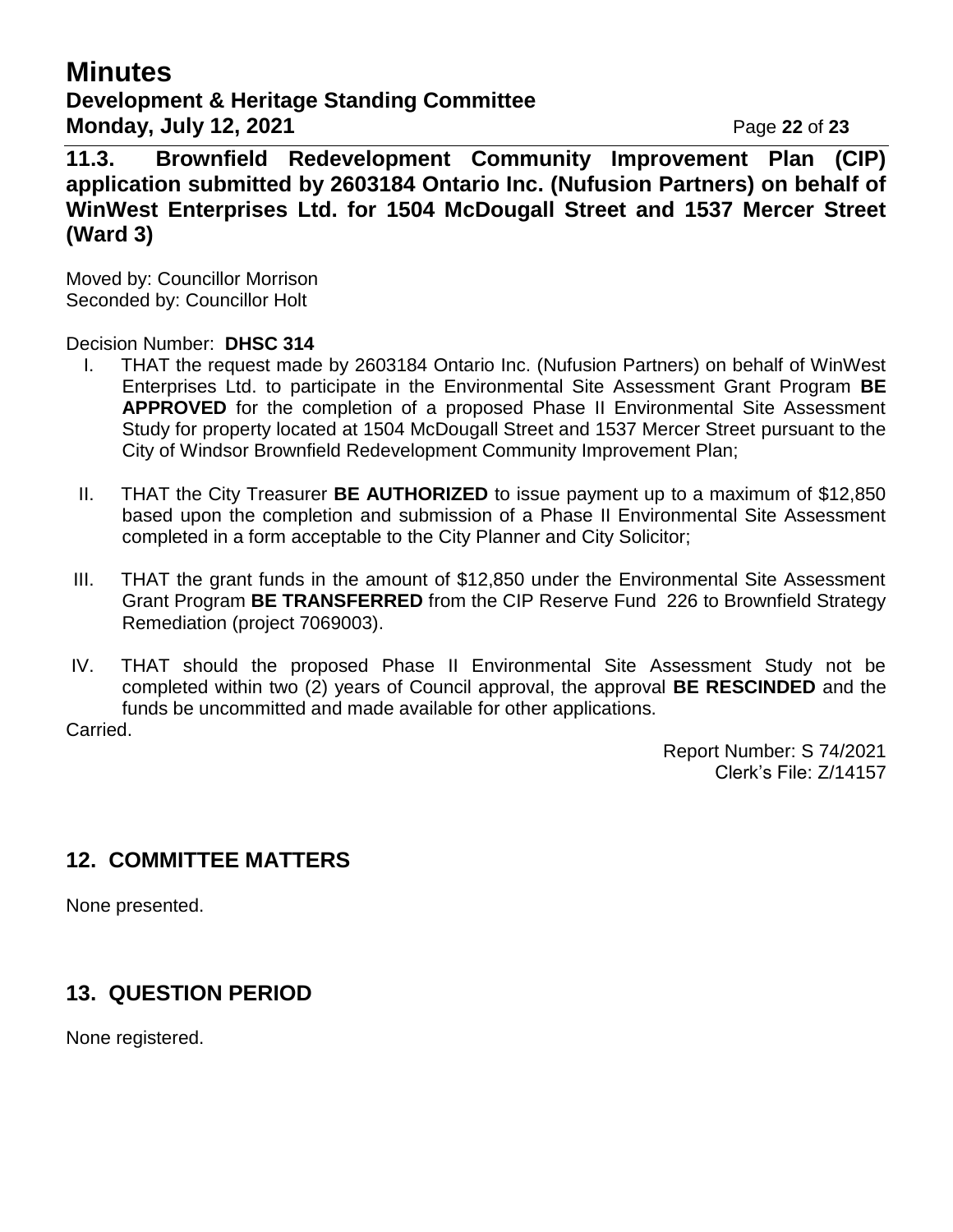### 11.3. Brownfield Redevelopment Community Improvement Plan (CIP) application submitted by 2603184 Ontario Inc. (Nufusion Partners) on behalf of WinWest Enterprises Ltd. for 1504 McDougall Street and 1537 Mercer Street (Ward 3)

Moved by: Councillor Morrison
Seconded by: Councillor Holt

Decision Number: **DHSC 314**

I. THAT the request made by 2603184 Ontario Inc. (Nufusion Partners) on behalf of WinWest Enterprises Ltd. to participate in the Environmental Site Assessment Grant Program **BE APPROVED** for the completion of a proposed Phase II Environmental Site Assessment Study for property located at 1504 McDougall Street and 1537 Mercer Street pursuant to the City of Windsor Brownfield Redevelopment Community Improvement Plan;

II. THAT the City Treasurer **BE AUTHORIZED** to issue payment up to a maximum of $12,850 based upon the completion and submission of a Phase II Environmental Site Assessment completed in a form acceptable to the City Planner and City Solicitor;

III. THAT the grant funds in the amount of $12,850 under the Environmental Site Assessment Grant Program **BE TRANSFERRED** from the CIP Reserve Fund 226 to Brownfield Strategy Remediation (project 7069003).

IV. THAT should the proposed Phase II Environmental Site Assessment Study not be completed within two (2) years of Council approval, the approval **BE RESCINDED** and the funds be uncommitted and made available for other applications.

Carried.

Report Number: S 74/2021
Clerk's File: Z/14157

## 12. COMMITTEE MATTERS

None presented.

## 13. QUESTION PERIOD

None registered.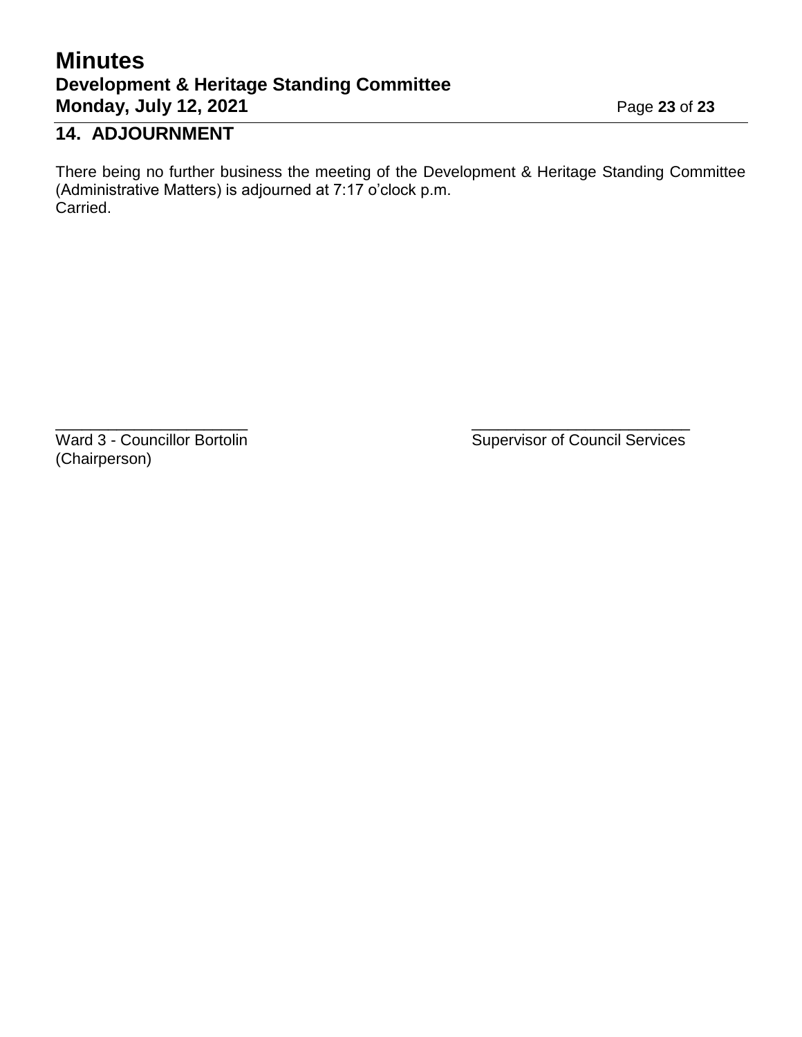## 14. ADJOURNMENT

There being no further business the meeting of the Development & Heritage Standing Committee (Administrative Matters) is adjourned at 7:17 o'clock p.m.
Carried.

\_\_\_\_\_\_\_\_\_\_\_\_\_\_\_\_\_\_\_\_\_\_\_\_
Ward 3 - Councillor Bortolin
(Chairperson)

\_\_\_\_\_\_\_\_\_\_\_\_\_\_\_\_\_\_\_\_\_\_\_\_\_\_\_
Supervisor of Council Services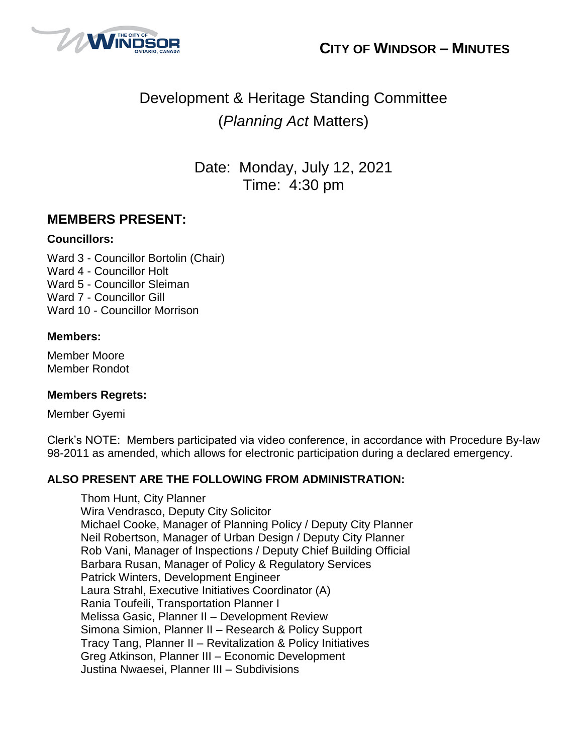**CITY OF WINDSOR – MINUTES**

# Development & Heritage Standing Committee
# (*Planning Act* Matters)

Date: Monday, July 12, 2021
Time: 4:30 pm

## MEMBERS PRESENT:

### Councillors:

Ward 3 - Councillor Bortolin (Chair)
Ward 4 - Councillor Holt
Ward 5 - Councillor Sleiman
Ward 7 - Councillor Gill
Ward 10 - Councillor Morrison

### Members:

Member Moore
Member Rondot

### Members Regrets:

Member Gyemi

Clerk's NOTE: Members participated via video conference, in accordance with Procedure By-law 98-2011 as amended, which allows for electronic participation during a declared emergency.

### ALSO PRESENT ARE THE FOLLOWING FROM ADMINISTRATION:

Thom Hunt, City Planner
Wira Vendrasco, Deputy City Solicitor
Michael Cooke, Manager of Planning Policy / Deputy City Planner
Neil Robertson, Manager of Urban Design / Deputy City Planner
Rob Vani, Manager of Inspections / Deputy Chief Building Official
Barbara Rusan, Manager of Policy & Regulatory Services
Patrick Winters, Development Engineer
Laura Strahl, Executive Initiatives Coordinator (A)
Rania Toufeili, Transportation Planner I
Melissa Gasic, Planner II – Development Review
Simona Simion, Planner II – Research & Policy Support
Tracy Tang, Planner II – Revitalization & Policy Initiatives
Greg Atkinson, Planner III – Economic Development
Justina Nwaesei, Planner III – Subdivisions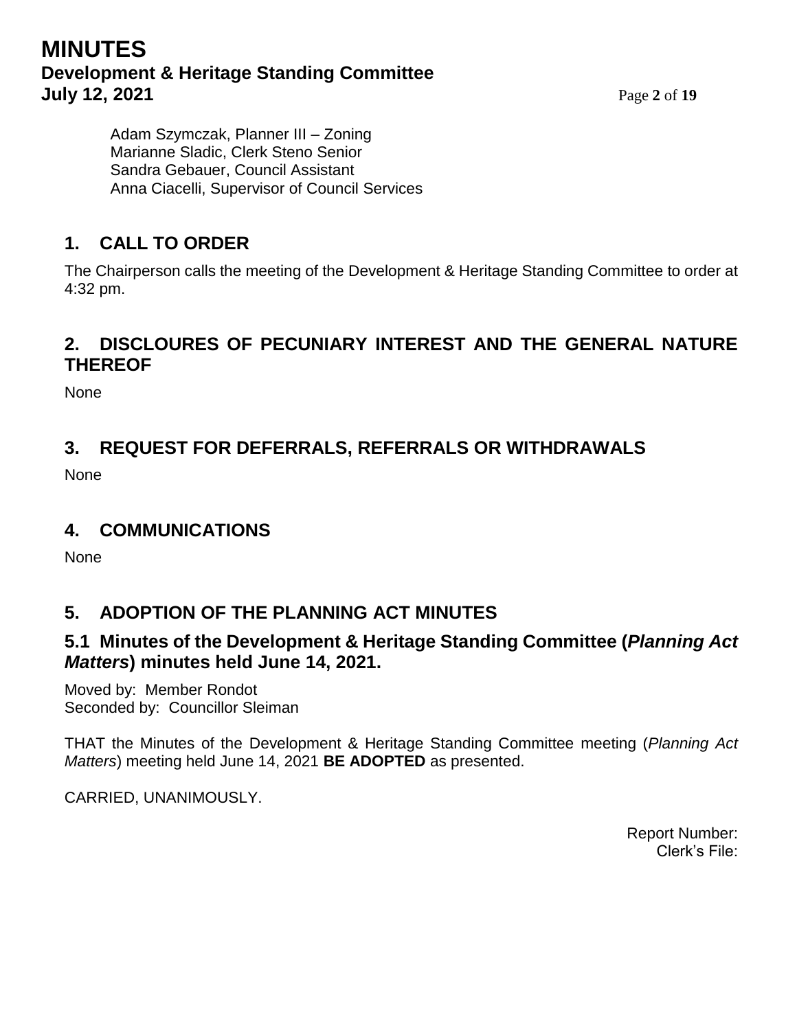Adam Szymczak, Planner III – Zoning
Marianne Sladic, Clerk Steno Senior
Sandra Gebauer, Council Assistant
Anna Ciacelli, Supervisor of Council Services

## 1. CALL TO ORDER

The Chairperson calls the meeting of the Development & Heritage Standing Committee to order at 4:32 pm.

## 2. DISCLOURES OF PECUNIARY INTEREST AND THE GENERAL NATURE THEREOF

None

## 3. REQUEST FOR DEFERRALS, REFERRALS OR WITHDRAWALS

None

## 4. COMMUNICATIONS

None

## 5. ADOPTION OF THE PLANNING ACT MINUTES

### 5.1 Minutes of the Development & Heritage Standing Committee (*Planning Act Matters*) minutes held June 14, 2021.

Moved by: Member Rondot
Seconded by: Councillor Sleiman

THAT the Minutes of the Development & Heritage Standing Committee meeting (*Planning Act Matters*) meeting held June 14, 2021 **BE ADOPTED** as presented.

CARRIED, UNANIMOUSLY.

Report Number:
Clerk's File: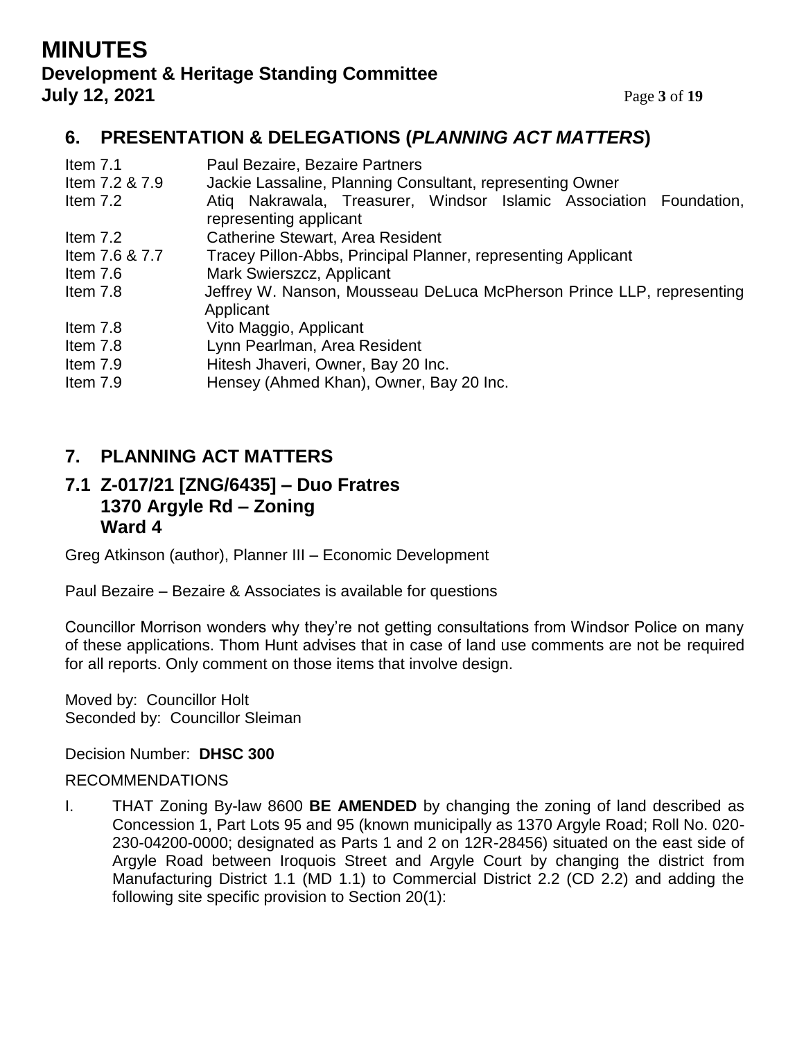## 6. PRESENTATION & DELEGATIONS (*PLANNING ACT MATTERS*)

| | |
|---|---|
| Item 7.1 | Paul Bezaire, Bezaire Partners |
| Item 7.2 & 7.9 | Jackie Lassaline, Planning Consultant, representing Owner |
| Item 7.2 | Atiq Nakrawala, Treasurer, Windsor Islamic Association Foundation, representing applicant |
| Item 7.2 | Catherine Stewart, Area Resident |
| Item 7.6 & 7.7 | Tracey Pillon-Abbs, Principal Planner, representing Applicant |
| Item 7.6 | Mark Swierszcz, Applicant |
| Item 7.8 | Jeffrey W. Nanson, Mousseau DeLuca McPherson Prince LLP, representing Applicant |
| Item 7.8 | Vito Maggio, Applicant |
| Item 7.8 | Lynn Pearlman, Area Resident |
| Item 7.9 | Hitesh Jhaveri, Owner, Bay 20 Inc. |
| Item 7.9 | Hensey (Ahmed Khan), Owner, Bay 20 Inc. |

## 7. PLANNING ACT MATTERS

### 7.1 Z-017/21 [ZNG/6435] – Duo Fratres 1370 Argyle Rd – Zoning Ward 4

Greg Atkinson (author), Planner III – Economic Development

Paul Bezaire – Bezaire & Associates is available for questions

Councillor Morrison wonders why they're not getting consultations from Windsor Police on many of these applications. Thom Hunt advises that in case of land use comments are not be required for all reports. Only comment on those items that involve design.

Moved by: Councillor Holt
Seconded by: Councillor Sleiman

Decision Number: **DHSC 300**

RECOMMENDATIONS

I. THAT Zoning By-law 8600 **BE AMENDED** by changing the zoning of land described as Concession 1, Part Lots 95 and 95 (known municipally as 1370 Argyle Road; Roll No. 020-230-04200-0000; designated as Parts 1 and 2 on 12R-28456) situated on the east side of Argyle Road between Iroquois Street and Argyle Court by changing the district from Manufacturing District 1.1 (MD 1.1) to Commercial District 2.2 (CD 2.2) and adding the following site specific provision to Section 20(1):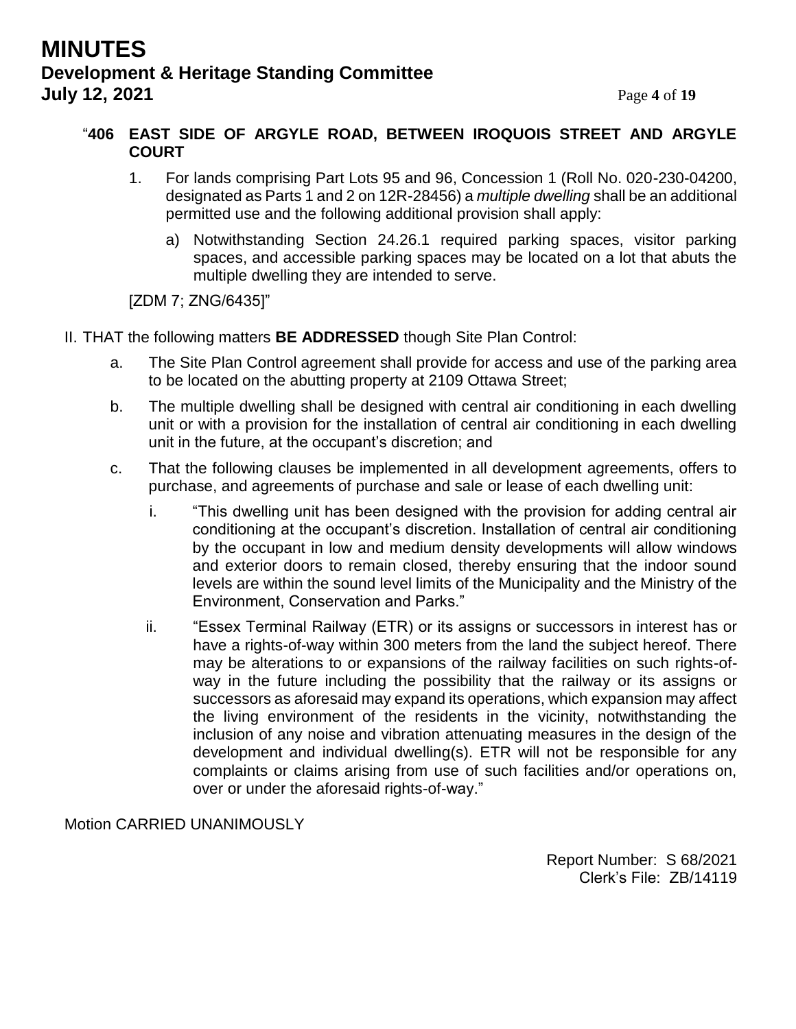"**406 EAST SIDE OF ARGYLE ROAD, BETWEEN IROQUOIS STREET AND ARGYLE COURT**

1. For lands comprising Part Lots 95 and 96, Concession 1 (Roll No. 020-230-04200, designated as Parts 1 and 2 on 12R-28456) a *multiple dwelling* shall be an additional permitted use and the following additional provision shall apply:

   a) Notwithstanding Section 24.26.1 required parking spaces, visitor parking spaces, and accessible parking spaces may be located on a lot that abuts the multiple dwelling they are intended to serve.

[ZDM 7; ZNG/6435]"

II. THAT the following matters **BE ADDRESSED** though Site Plan Control:

a. The Site Plan Control agreement shall provide for access and use of the parking area to be located on the abutting property at 2109 Ottawa Street;

b. The multiple dwelling shall be designed with central air conditioning in each dwelling unit or with a provision for the installation of central air conditioning in each dwelling unit in the future, at the occupant's discretion; and

c. That the following clauses be implemented in all development agreements, offers to purchase, and agreements of purchase and sale or lease of each dwelling unit:

   i. "This dwelling unit has been designed with the provision for adding central air conditioning at the occupant's discretion. Installation of central air conditioning by the occupant in low and medium density developments will allow windows and exterior doors to remain closed, thereby ensuring that the indoor sound levels are within the sound level limits of the Municipality and the Ministry of the Environment, Conservation and Parks."

   ii. "Essex Terminal Railway (ETR) or its assigns or successors in interest has or have a rights-of-way within 300 meters from the land the subject hereof. There may be alterations to or expansions of the railway facilities on such rights-of-way in the future including the possibility that the railway or its assigns or successors as aforesaid may expand its operations, which expansion may affect the living environment of the residents in the vicinity, notwithstanding the inclusion of any noise and vibration attenuating measures in the design of the development and individual dwelling(s). ETR will not be responsible for any complaints or claims arising from use of such facilities and/or operations on, over or under the aforesaid rights-of-way."

Motion CARRIED UNANIMOUSLY

Report Number: S 68/2021
Clerk's File: ZB/14119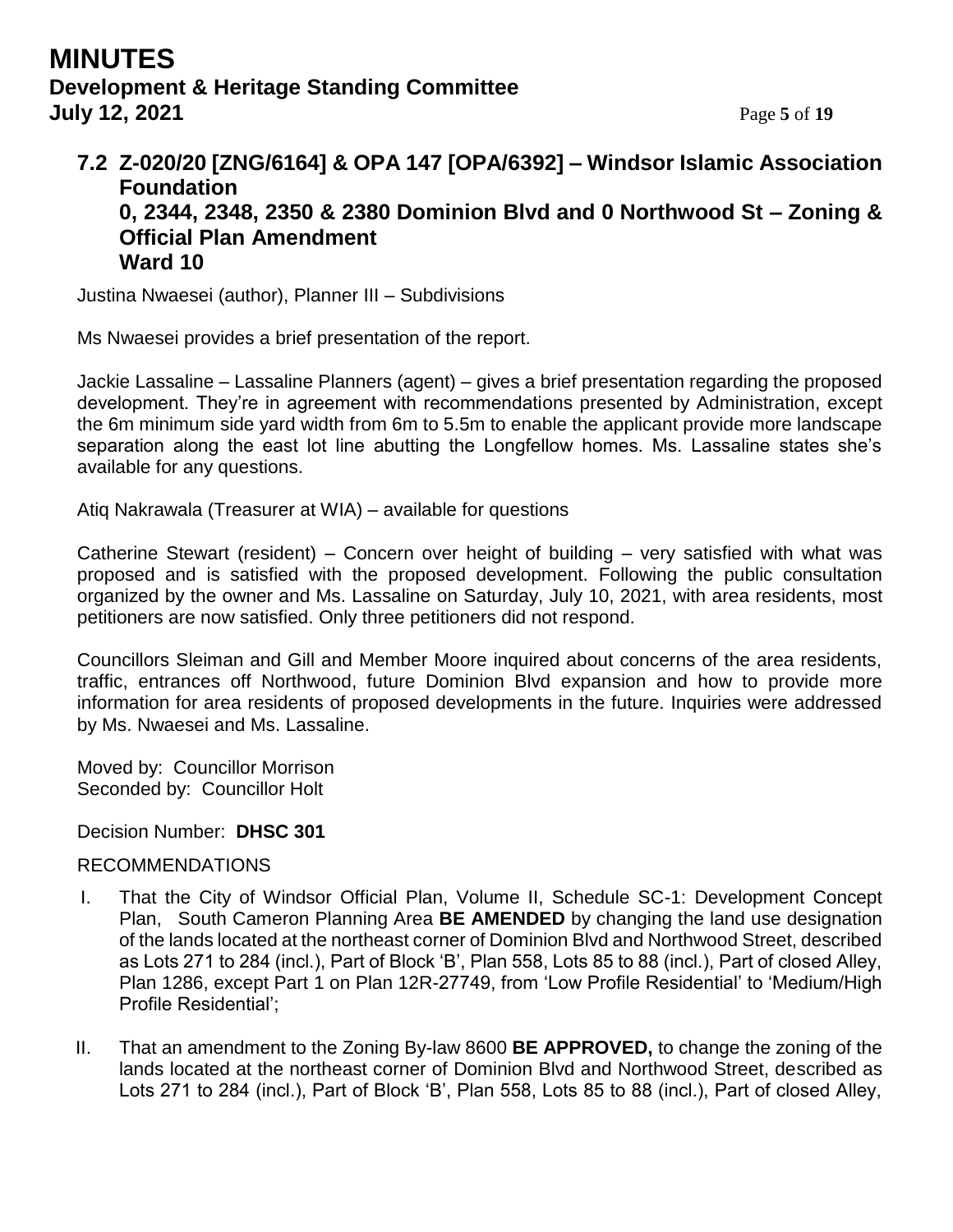### 7.2 Z-020/20 [ZNG/6164] & OPA 147 [OPA/6392] – Windsor Islamic Association Foundation
### 0, 2344, 2348, 2350 & 2380 Dominion Blvd and 0 Northwood St – Zoning & Official Plan Amendment
### Ward 10

Justina Nwaesei (author), Planner III – Subdivisions

Ms Nwaesei provides a brief presentation of the report.

Jackie Lassaline – Lassaline Planners (agent) – gives a brief presentation regarding the proposed development. They're in agreement with recommendations presented by Administration, except the 6m minimum side yard width from 6m to 5.5m to enable the applicant provide more landscape separation along the east lot line abutting the Longfellow homes. Ms. Lassaline states she's available for any questions.

Atiq Nakrawala (Treasurer at WIA) – available for questions

Catherine Stewart (resident) – Concern over height of building – very satisfied with what was proposed and is satisfied with the proposed development. Following the public consultation organized by the owner and Ms. Lassaline on Saturday, July 10, 2021, with area residents, most petitioners are now satisfied. Only three petitioners did not respond.

Councillors Sleiman and Gill and Member Moore inquired about concerns of the area residents, traffic, entrances off Northwood, future Dominion Blvd expansion and how to provide more information for area residents of proposed developments in the future. Inquiries were addressed by Ms. Nwaesei and Ms. Lassaline.

Moved by: Councillor Morrison
Seconded by: Councillor Holt

Decision Number: **DHSC 301**

RECOMMENDATIONS

I. That the City of Windsor Official Plan, Volume II, Schedule SC-1: Development Concept Plan, South Cameron Planning Area **BE AMENDED** by changing the land use designation of the lands located at the northeast corner of Dominion Blvd and Northwood Street, described as Lots 271 to 284 (incl.), Part of Block 'B', Plan 558, Lots 85 to 88 (incl.), Part of closed Alley, Plan 1286, except Part 1 on Plan 12R-27749, from 'Low Profile Residential' to 'Medium/High Profile Residential';

II. That an amendment to the Zoning By-law 8600 **BE APPROVED,** to change the zoning of the lands located at the northeast corner of Dominion Blvd and Northwood Street, described as Lots 271 to 284 (incl.), Part of Block 'B', Plan 558, Lots 85 to 88 (incl.), Part of closed Alley,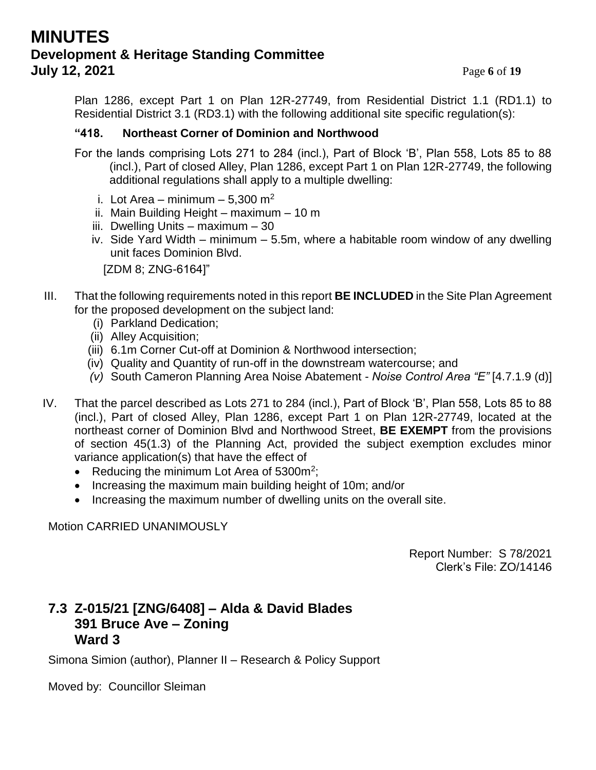Plan 1286, except Part 1 on Plan 12R-27749, from Residential District 1.1 (RD1.1) to Residential District 3.1 (RD3.1) with the following additional site specific regulation(s):

**"418. Northeast Corner of Dominion and Northwood**

For the lands comprising Lots 271 to 284 (incl.), Part of Block 'B', Plan 558, Lots 85 to 88 (incl.), Part of closed Alley, Plan 1286, except Part 1 on Plan 12R-27749, the following additional regulations shall apply to a multiple dwelling:

i. Lot Area – minimum – 5,300 $m^2$
ii. Main Building Height – maximum – 10 m
iii. Dwelling Units – maximum – 30
iv. Side Yard Width – minimum – 5.5m, where a habitable room window of any dwelling unit faces Dominion Blvd.

[ZDM 8; ZNG-6164]"

III. That the following requirements noted in this report **BE INCLUDED** in the Site Plan Agreement for the proposed development on the subject land:
   (i) Parkland Dedication;
   (ii) Alley Acquisition;
   (iii) 6.1m Corner Cut-off at Dominion & Northwood intersection;
   (iv) Quality and Quantity of run-off in the downstream watercourse; and
   *(v)* South Cameron Planning Area Noise Abatement - *Noise Control Area "E"* [4.7.1.9 (d)]

IV. That the parcel described as Lots 271 to 284 (incl.), Part of Block 'B', Plan 558, Lots 85 to 88 (incl.), Part of closed Alley, Plan 1286, except Part 1 on Plan 12R-27749, located at the northeast corner of Dominion Blvd and Northwood Street, **BE EXEMPT** from the provisions of section 45(1.3) of the Planning Act, provided the subject exemption excludes minor variance application(s) that have the effect of
   - Reducing the minimum Lot Area of 5300$m^2$;
   - Increasing the maximum main building height of 10m; and/or
   - Increasing the maximum number of dwelling units on the overall site.

Motion CARRIED UNANIMOUSLY

Report Number: S 78/2021
Clerk's File: ZO/14146

## 7.3 Z-015/21 [ZNG/6408] – Alda & David Blades 391 Bruce Ave – Zoning Ward 3

Simona Simion (author), Planner II – Research & Policy Support

Moved by: Councillor Sleiman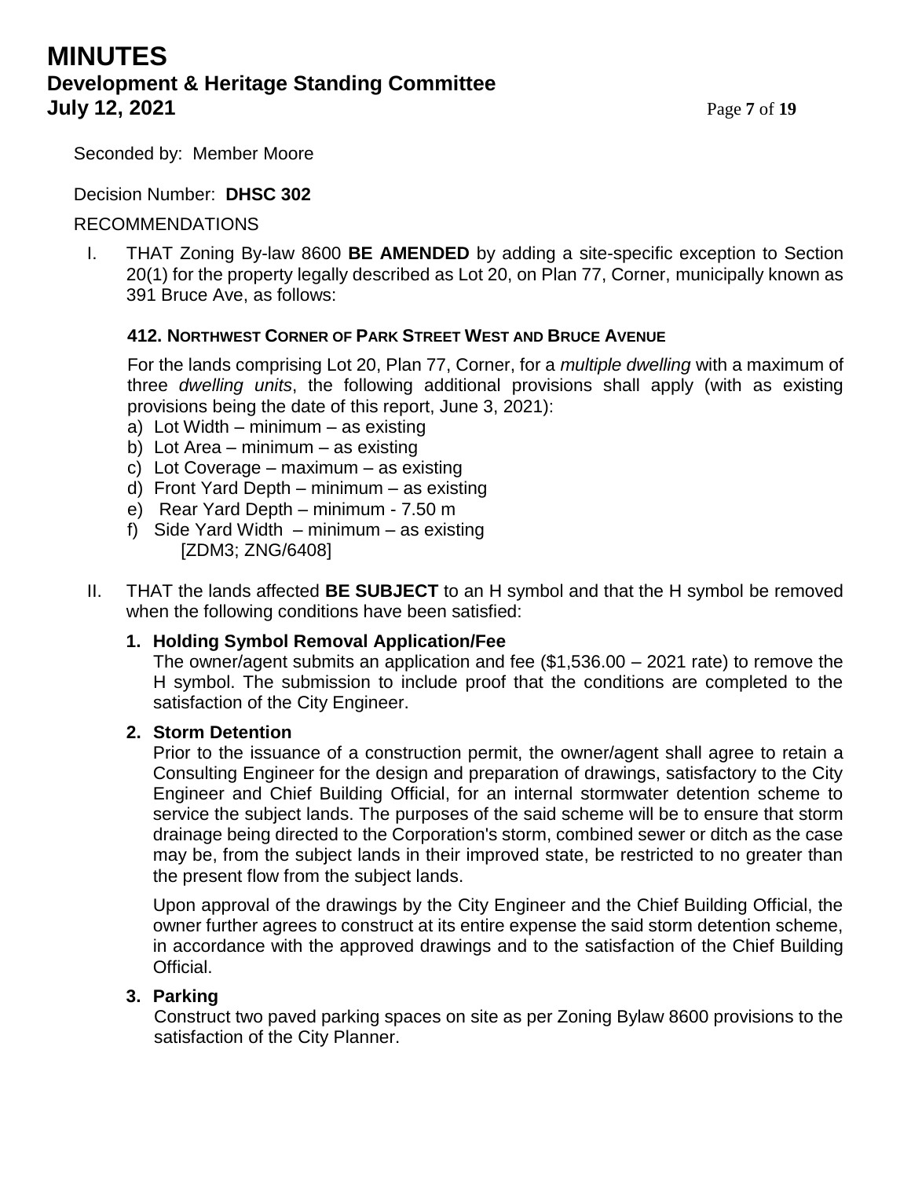Seconded by: Member Moore

Decision Number: **DHSC 302**

RECOMMENDATIONS

I. THAT Zoning By-law 8600 **BE AMENDED** by adding a site-specific exception to Section 20(1) for the property legally described as Lot 20, on Plan 77, Corner, municipally known as 391 Bruce Ave, as follows:

**412. NORTHWEST CORNER OF PARK STREET WEST AND BRUCE AVENUE**

For the lands comprising Lot 20, Plan 77, Corner, for a *multiple dwelling* with a maximum of three *dwelling units*, the following additional provisions shall apply (with as existing provisions being the date of this report, June 3, 2021):

a) Lot Width – minimum – as existing
b) Lot Area – minimum – as existing
c) Lot Coverage – maximum – as existing
d) Front Yard Depth – minimum – as existing
e) Rear Yard Depth – minimum - 7.50 m
f) Side Yard Width – minimum – as existing
[ZDM3; ZNG/6408]

II. THAT the lands affected **BE SUBJECT** to an H symbol and that the H symbol be removed when the following conditions have been satisfied:

**1. Holding Symbol Removal Application/Fee**

The owner/agent submits an application and fee ($1,536.00 – 2021 rate) to remove the H symbol. The submission to include proof that the conditions are completed to the satisfaction of the City Engineer.

**2. Storm Detention**

Prior to the issuance of a construction permit, the owner/agent shall agree to retain a Consulting Engineer for the design and preparation of drawings, satisfactory to the City Engineer and Chief Building Official, for an internal stormwater detention scheme to service the subject lands. The purposes of the said scheme will be to ensure that storm drainage being directed to the Corporation's storm, combined sewer or ditch as the case may be, from the subject lands in their improved state, be restricted to no greater than the present flow from the subject lands.

Upon approval of the drawings by the City Engineer and the Chief Building Official, the owner further agrees to construct at its entire expense the said storm detention scheme, in accordance with the approved drawings and to the satisfaction of the Chief Building Official.

**3. Parking**

Construct two paved parking spaces on site as per Zoning Bylaw 8600 provisions to the satisfaction of the City Planner.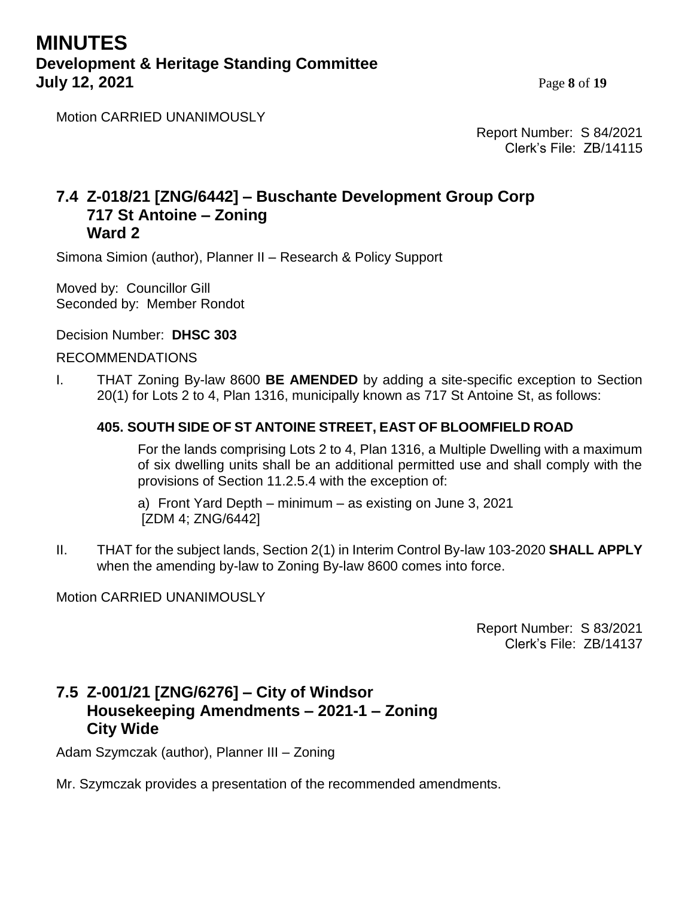Motion CARRIED UNANIMOUSLY

Report Number: S 84/2021
Clerk's File: ZB/14115

## 7.4 Z-018/21 [ZNG/6442] – Buschante Development Group Corp 717 St Antoine – Zoning Ward 2

Simona Simion (author), Planner II – Research & Policy Support

Moved by: Councillor Gill
Seconded by: Member Rondot

Decision Number: **DHSC 303**

RECOMMENDATIONS

I. THAT Zoning By-law 8600 **BE AMENDED** by adding a site-specific exception to Section 20(1) for Lots 2 to 4, Plan 1316, municipally known as 717 St Antoine St, as follows:

**405. SOUTH SIDE OF ST ANTOINE STREET, EAST OF BLOOMFIELD ROAD**

For the lands comprising Lots 2 to 4, Plan 1316, a Multiple Dwelling with a maximum of six dwelling units shall be an additional permitted use and shall comply with the provisions of Section 11.2.5.4 with the exception of:

a) Front Yard Depth – minimum – as existing on June 3, 2021
[ZDM 4; ZNG/6442]

II. THAT for the subject lands, Section 2(1) in Interim Control By-law 103-2020 **SHALL APPLY** when the amending by-law to Zoning By-law 8600 comes into force.

Motion CARRIED UNANIMOUSLY

Report Number: S 83/2021
Clerk's File: ZB/14137

## 7.5 Z-001/21 [ZNG/6276] – City of Windsor Housekeeping Amendments – 2021-1 – Zoning City Wide

Adam Szymczak (author), Planner III – Zoning

Mr. Szymczak provides a presentation of the recommended amendments.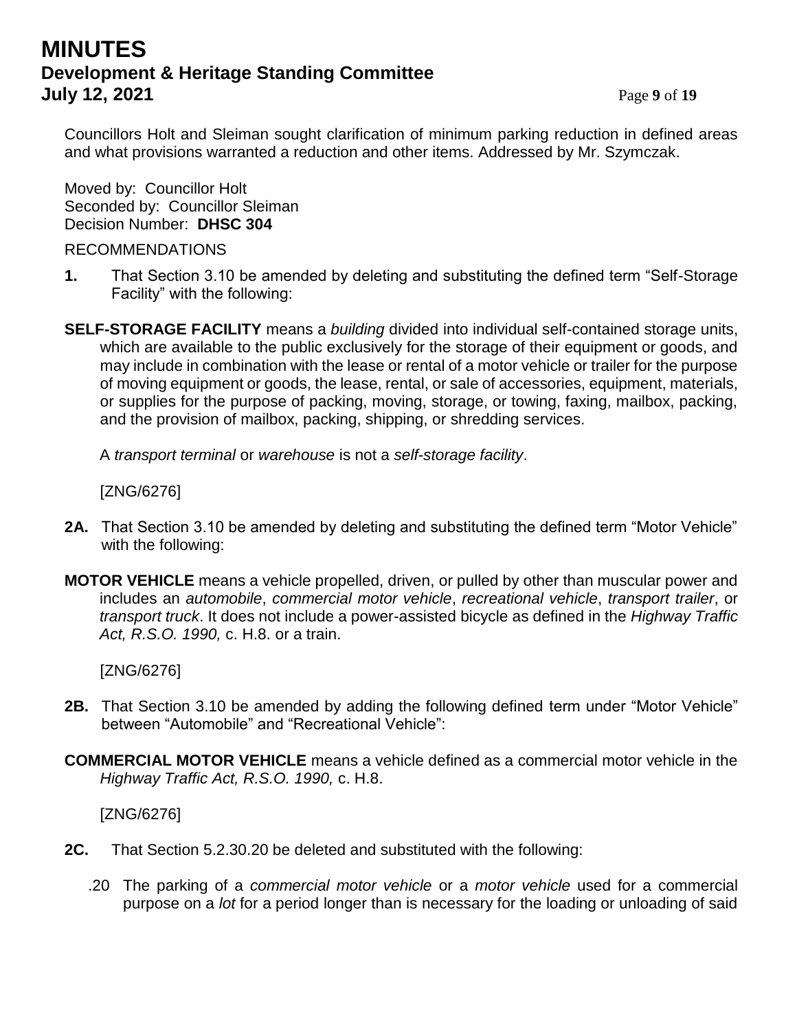Councillors Holt and Sleiman sought clarification of minimum parking reduction in defined areas and what provisions warranted a reduction and other items. Addressed by Mr. Szymczak.

Moved by: Councillor Holt
Seconded by: Councillor Sleiman
Decision Number: **DHSC 304**

RECOMMENDATIONS

**1.** That Section 3.10 be amended by deleting and substituting the defined term "Self-Storage Facility" with the following:

**SELF-STORAGE FACILITY** means a *building* divided into individual self-contained storage units, which are available to the public exclusively for the storage of their equipment or goods, and may include in combination with the lease or rental of a motor vehicle or trailer for the purpose of moving equipment or goods, the lease, rental, or sale of accessories, equipment, materials, or supplies for the purpose of packing, moving, storage, or towing, faxing, mailbox, packing, and the provision of mailbox, packing, shipping, or shredding services.

A *transport terminal* or *warehouse* is not a *self-storage facility*.

[ZNG/6276]

**2A.** That Section 3.10 be amended by deleting and substituting the defined term "Motor Vehicle" with the following:

**MOTOR VEHICLE** means a vehicle propelled, driven, or pulled by other than muscular power and includes an *automobile*, *commercial motor vehicle*, *recreational vehicle*, *transport trailer*, or *transport truck*. It does not include a power-assisted bicycle as defined in the *Highway Traffic Act, R.S.O. 1990,* c. H.8. or a train.

[ZNG/6276]

**2B.** That Section 3.10 be amended by adding the following defined term under "Motor Vehicle" between "Automobile" and "Recreational Vehicle":

**COMMERCIAL MOTOR VEHICLE** means a vehicle defined as a commercial motor vehicle in the *Highway Traffic Act, R.S.O. 1990,* c. H.8.

[ZNG/6276]

**2C.** That Section 5.2.30.20 be deleted and substituted with the following:

.20 The parking of a *commercial motor vehicle* or a *motor vehicle* used for a commercial purpose on a *lot* for a period longer than is necessary for the loading or unloading of said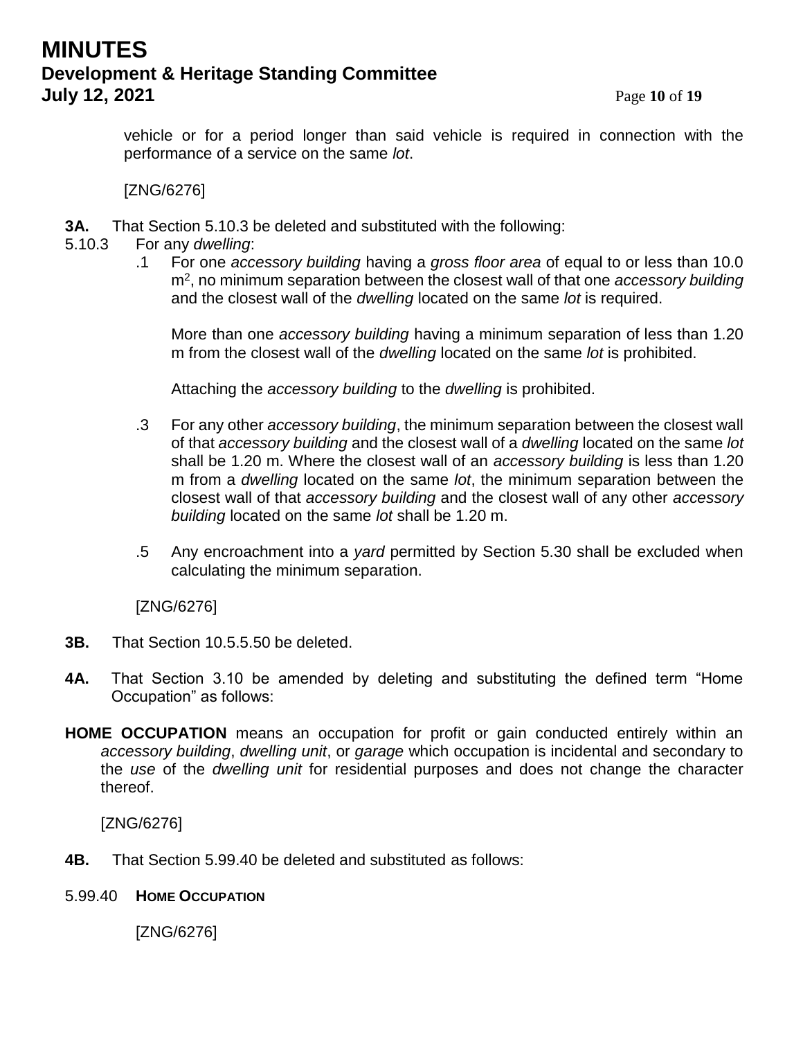vehicle or for a period longer than said vehicle is required in connection with the performance of a service on the same *lot*.

[ZNG/6276]

**3A.** That Section 5.10.3 be deleted and substituted with the following:

5.10.3 For any *dwelling*:

.1 For one *accessory building* having a *gross floor area* of equal to or less than 10.0 $m^2$, no minimum separation between the closest wall of that one *accessory building* and the closest wall of the *dwelling* located on the same *lot* is required.

More than one *accessory building* having a minimum separation of less than 1.20 m from the closest wall of the *dwelling* located on the same *lot* is prohibited.

Attaching the *accessory building* to the *dwelling* is prohibited.

.3 For any other *accessory building*, the minimum separation between the closest wall of that *accessory building* and the closest wall of a *dwelling* located on the same *lot* shall be 1.20 m. Where the closest wall of an *accessory building* is less than 1.20 m from a *dwelling* located on the same *lot*, the minimum separation between the closest wall of that *accessory building* and the closest wall of any other *accessory building* located on the same *lot* shall be 1.20 m.

.5 Any encroachment into a *yard* permitted by Section 5.30 shall be excluded when calculating the minimum separation.

[ZNG/6276]

**3B.** That Section 10.5.5.50 be deleted.

**4A.** That Section 3.10 be amended by deleting and substituting the defined term "Home Occupation" as follows:

**HOME OCCUPATION** means an occupation for profit or gain conducted entirely within an *accessory building*, *dwelling unit*, or *garage* which occupation is incidental and secondary to the *use* of the *dwelling unit* for residential purposes and does not change the character thereof.

[ZNG/6276]

**4B.** That Section 5.99.40 be deleted and substituted as follows:

5.99.40 **HOME OCCUPATION**

[ZNG/6276]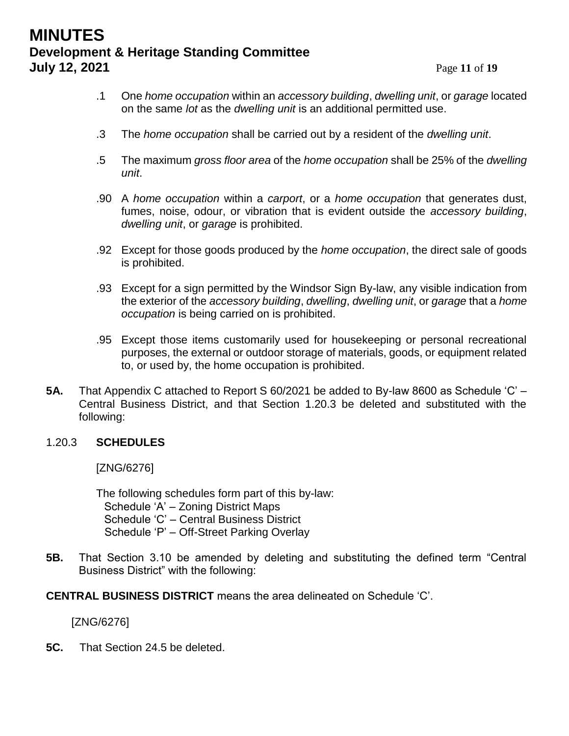.1 One *home occupation* within an *accessory building*, *dwelling unit*, or *garage* located on the same *lot* as the *dwelling unit* is an additional permitted use.

.3 The *home occupation* shall be carried out by a resident of the *dwelling unit*.

.5 The maximum *gross floor area* of the *home occupation* shall be 25% of the *dwelling unit*.

.90 A *home occupation* within a *carport*, or a *home occupation* that generates dust, fumes, noise, odour, or vibration that is evident outside the *accessory building*, *dwelling unit*, or *garage* is prohibited.

.92 Except for those goods produced by the *home occupation*, the direct sale of goods is prohibited.

.93 Except for a sign permitted by the Windsor Sign By-law, any visible indication from the exterior of the *accessory building*, *dwelling*, *dwelling unit*, or *garage* that a *home occupation* is being carried on is prohibited.

.95 Except those items customarily used for housekeeping or personal recreational purposes, the external or outdoor storage of materials, goods, or equipment related to, or used by, the home occupation is prohibited.

**5A.** That Appendix C attached to Report S 60/2021 be added to By-law 8600 as Schedule 'C' – Central Business District, and that Section 1.20.3 be deleted and substituted with the following:

1.20.3 **SCHEDULES**

[ZNG/6276]

The following schedules form part of this by-law:
Schedule 'A' – Zoning District Maps
Schedule 'C' – Central Business District
Schedule 'P' – Off-Street Parking Overlay

**5B.** That Section 3.10 be amended by deleting and substituting the defined term "Central Business District" with the following:

**CENTRAL BUSINESS DISTRICT** means the area delineated on Schedule 'C'.

[ZNG/6276]

**5C.** That Section 24.5 be deleted.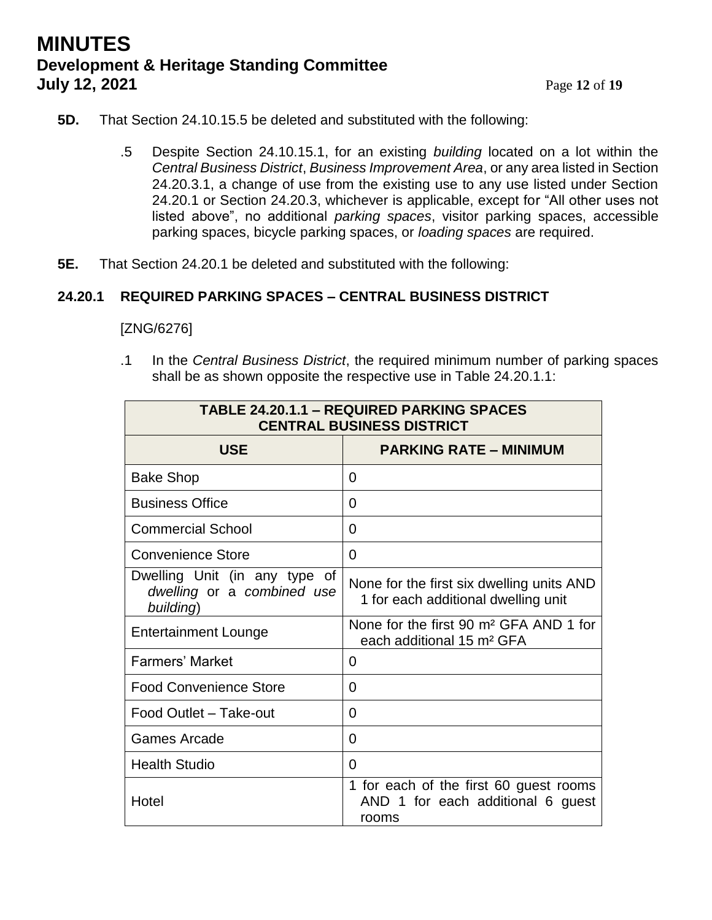**5D.** That Section 24.10.15.5 be deleted and substituted with the following:

.5 Despite Section 24.10.15.1, for an existing *building* located on a lot within the *Central Business District*, *Business Improvement Area*, or any area listed in Section 24.20.3.1, a change of use from the existing use to any use listed under Section 24.20.1 or Section 24.20.3, whichever is applicable, except for "All other uses not listed above", no additional *parking spaces*, visitor parking spaces, accessible parking spaces, bicycle parking spaces, or *loading spaces* are required.

**5E.** That Section 24.20.1 be deleted and substituted with the following:

### 24.20.1 REQUIRED PARKING SPACES – CENTRAL BUSINESS DISTRICT

[ZNG/6276]

.1 In the *Central Business District*, the required minimum number of parking spaces shall be as shown opposite the respective use in Table 24.20.1.1:

| TABLE 24.20.1.1 – REQUIRED PARKING SPACES CENTRAL BUSINESS DISTRICT | |
|---|---|
| **USE** | **PARKING RATE – MINIMUM** |
| Bake Shop | 0 |
| Business Office | 0 |
| Commercial School | 0 |
| Convenience Store | 0 |
| Dwelling Unit (in any type of *dwelling* or a *combined use building*) | None for the first six dwelling units AND 1 for each additional dwelling unit |
| Entertainment Lounge | None for the first 90 m² GFA AND 1 for each additional 15 m² GFA |
| Farmers' Market | 0 |
| Food Convenience Store | 0 |
| Food Outlet – Take-out | 0 |
| Games Arcade | 0 |
| Health Studio | 0 |
| Hotel | 1 for each of the first 60 guest rooms AND 1 for each additional 6 guest rooms |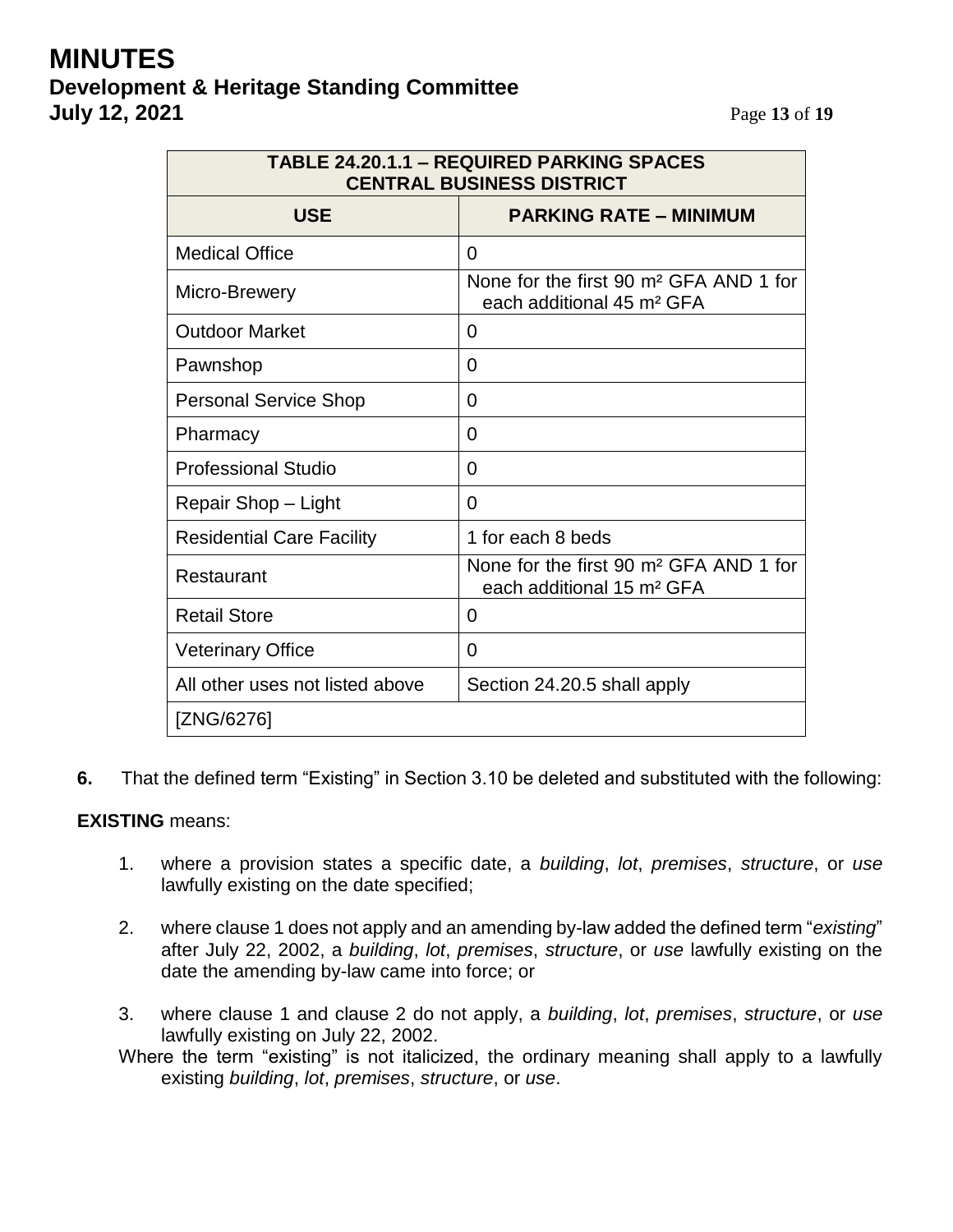| TABLE 24.20.1.1 – REQUIRED PARKING SPACES CENTRAL BUSINESS DISTRICT | |
|---|---|
| **USE** | **PARKING RATE – MINIMUM** |
| Medical Office | 0 |
| Micro-Brewery | None for the first 90 m² GFA AND 1 for each additional 45 m² GFA |
| Outdoor Market | 0 |
| Pawnshop | 0 |
| Personal Service Shop | 0 |
| Pharmacy | 0 |
| Professional Studio | 0 |
| Repair Shop – Light | 0 |
| Residential Care Facility | 1 for each 8 beds |
| Restaurant | None for the first 90 m² GFA AND 1 for each additional 15 m² GFA |
| Retail Store | 0 |
| Veterinary Office | 0 |
| All other uses not listed above | Section 24.20.5 shall apply |
| [ZNG/6276] | |

**6.** That the defined term "Existing" in Section 3.10 be deleted and substituted with the following:

**EXISTING** means:

1. where a provision states a specific date, a *building*, *lot*, *premises*, *structure*, or *use* lawfully existing on the date specified;
2. where clause 1 does not apply and an amending by-law added the defined term "*existing*" after July 22, 2002, a *building*, *lot*, *premises*, *structure*, or *use* lawfully existing on the date the amending by-law came into force; or
3. where clause 1 and clause 2 do not apply, a *building*, *lot*, *premises*, *structure*, or *use* lawfully existing on July 22, 2002.

Where the term "existing" is not italicized, the ordinary meaning shall apply to a lawfully existing *building*, *lot*, *premises*, *structure*, or *use*.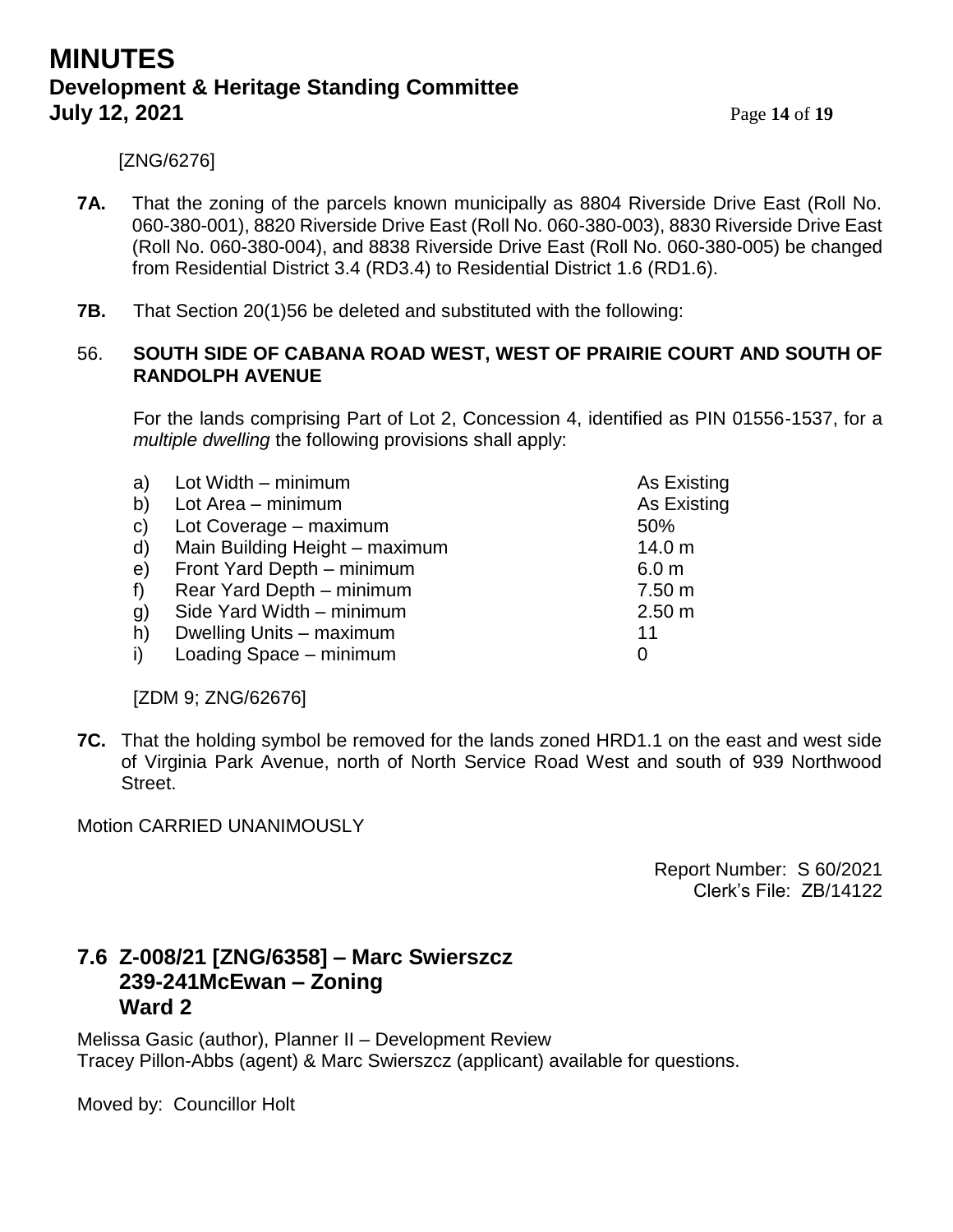[ZNG/6276]

**7A.** That the zoning of the parcels known municipally as 8804 Riverside Drive East (Roll No. 060-380-001), 8820 Riverside Drive East (Roll No. 060-380-003), 8830 Riverside Drive East (Roll No. 060-380-004), and 8838 Riverside Drive East (Roll No. 060-380-005) be changed from Residential District 3.4 (RD3.4) to Residential District 1.6 (RD1.6).

**7B.** That Section 20(1)56 be deleted and substituted with the following:

56. **SOUTH SIDE OF CABANA ROAD WEST, WEST OF PRAIRIE COURT AND SOUTH OF RANDOLPH AVENUE**

For the lands comprising Part of Lot 2, Concession 4, identified as PIN 01556-1537, for a *multiple dwelling* the following provisions shall apply:

| | | |
|---|---|---|
| a) | Lot Width – minimum | As Existing |
| b) | Lot Area – minimum | As Existing |
| c) | Lot Coverage – maximum | 50% |
| d) | Main Building Height – maximum | 14.0 m |
| e) | Front Yard Depth – minimum | 6.0 m |
| f) | Rear Yard Depth – minimum | 7.50 m |
| g) | Side Yard Width – minimum | 2.50 m |
| h) | Dwelling Units – maximum | 11 |
| i) | Loading Space – minimum | 0 |

[ZDM 9; ZNG/62676]

**7C.** That the holding symbol be removed for the lands zoned HRD1.1 on the east and west side of Virginia Park Avenue, north of North Service Road West and south of 939 Northwood Street.

Motion CARRIED UNANIMOUSLY

Report Number: S 60/2021
Clerk's File: ZB/14122

## 7.6 Z-008/21 [ZNG/6358] – Marc Swierszcz 239-241McEwan – Zoning Ward 2

Melissa Gasic (author), Planner II – Development Review
Tracey Pillon-Abbs (agent) & Marc Swierszcz (applicant) available for questions.

Moved by: Councillor Holt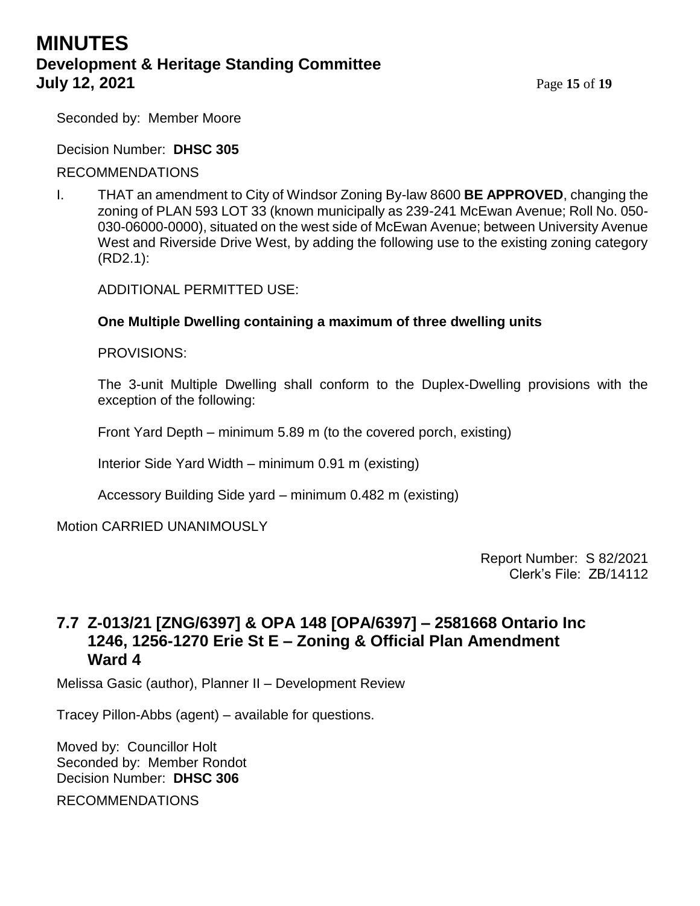Seconded by: Member Moore

Decision Number: **DHSC 305**

RECOMMENDATIONS

I. THAT an amendment to City of Windsor Zoning By-law 8600 **BE APPROVED**, changing the zoning of PLAN 593 LOT 33 (known municipally as 239-241 McEwan Avenue; Roll No. 050-030-06000-0000), situated on the west side of McEwan Avenue; between University Avenue West and Riverside Drive West, by adding the following use to the existing zoning category (RD2.1):

   ADDITIONAL PERMITTED USE:

   **One Multiple Dwelling containing a maximum of three dwelling units**

   PROVISIONS:

   The 3-unit Multiple Dwelling shall conform to the Duplex-Dwelling provisions with the exception of the following:

   Front Yard Depth – minimum 5.89 m (to the covered porch, existing)

   Interior Side Yard Width – minimum 0.91 m (existing)

   Accessory Building Side yard – minimum 0.482 m (existing)

Motion CARRIED UNANIMOUSLY

Report Number: S 82/2021
Clerk's File: ZB/14112

## 7.7 Z-013/21 [ZNG/6397] & OPA 148 [OPA/6397] – 2581668 Ontario Inc 1246, 1256-1270 Erie St E – Zoning & Official Plan Amendment Ward 4

Melissa Gasic (author), Planner II – Development Review

Tracey Pillon-Abbs (agent) – available for questions.

Moved by: Councillor Holt
Seconded by: Member Rondot
Decision Number: **DHSC 306**

RECOMMENDATIONS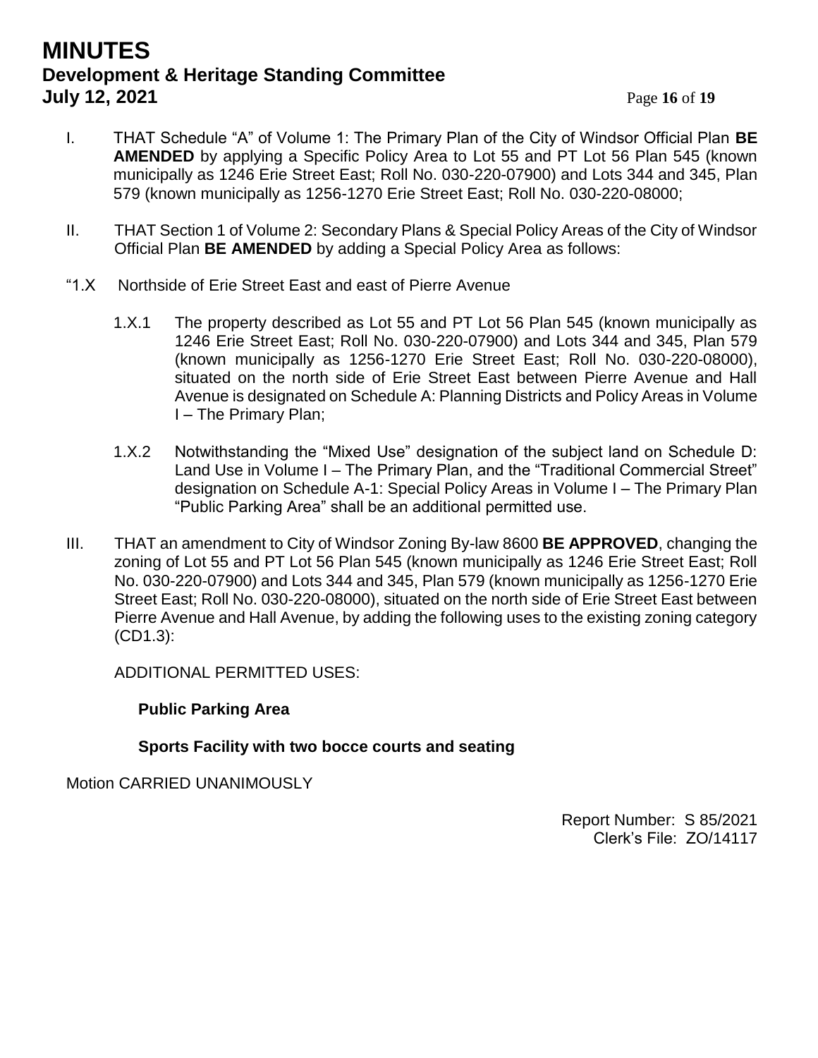I. THAT Schedule "A" of Volume 1: The Primary Plan of the City of Windsor Official Plan **BE AMENDED** by applying a Specific Policy Area to Lot 55 and PT Lot 56 Plan 545 (known municipally as 1246 Erie Street East; Roll No. 030-220-07900) and Lots 344 and 345, Plan 579 (known municipally as 1256-1270 Erie Street East; Roll No. 030-220-08000;

II. THAT Section 1 of Volume 2: Secondary Plans & Special Policy Areas of the City of Windsor Official Plan **BE AMENDED** by adding a Special Policy Area as follows:

"1.X Northside of Erie Street East and east of Pierre Avenue

1.X.1 The property described as Lot 55 and PT Lot 56 Plan 545 (known municipally as 1246 Erie Street East; Roll No. 030-220-07900) and Lots 344 and 345, Plan 579 (known municipally as 1256-1270 Erie Street East; Roll No. 030-220-08000), situated on the north side of Erie Street East between Pierre Avenue and Hall Avenue is designated on Schedule A: Planning Districts and Policy Areas in Volume I – The Primary Plan;

1.X.2 Notwithstanding the "Mixed Use" designation of the subject land on Schedule D: Land Use in Volume I – The Primary Plan, and the "Traditional Commercial Street" designation on Schedule A-1: Special Policy Areas in Volume I – The Primary Plan "Public Parking Area" shall be an additional permitted use.

III. THAT an amendment to City of Windsor Zoning By-law 8600 **BE APPROVED**, changing the zoning of Lot 55 and PT Lot 56 Plan 545 (known municipally as 1246 Erie Street East; Roll No. 030-220-07900) and Lots 344 and 345, Plan 579 (known municipally as 1256-1270 Erie Street East; Roll No. 030-220-08000), situated on the north side of Erie Street East between Pierre Avenue and Hall Avenue, by adding the following uses to the existing zoning category (CD1.3):

ADDITIONAL PERMITTED USES:

**Public Parking Area**

**Sports Facility with two bocce courts and seating**

Motion CARRIED UNANIMOUSLY

Report Number: S 85/2021
Clerk's File: ZO/14117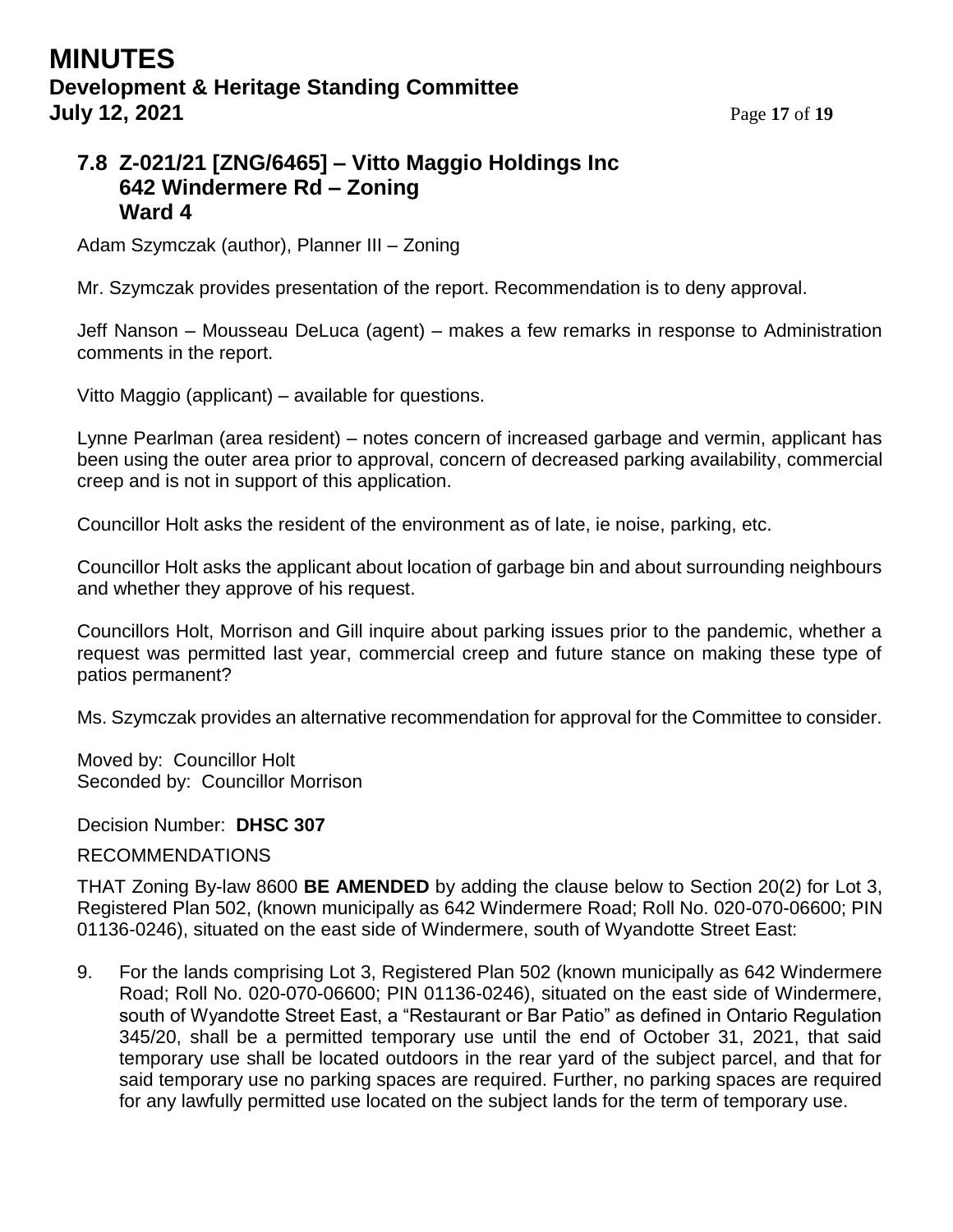### 7.8 Z-021/21 [ZNG/6465] – Vitto Maggio Holdings Inc 642 Windermere Rd – Zoning Ward 4

Adam Szymczak (author), Planner III – Zoning

Mr. Szymczak provides presentation of the report. Recommendation is to deny approval.

Jeff Nanson – Mousseau DeLuca (agent) – makes a few remarks in response to Administration comments in the report.

Vitto Maggio (applicant) – available for questions.

Lynne Pearlman (area resident) – notes concern of increased garbage and vermin, applicant has been using the outer area prior to approval, concern of decreased parking availability, commercial creep and is not in support of this application.

Councillor Holt asks the resident of the environment as of late, ie noise, parking, etc.

Councillor Holt asks the applicant about location of garbage bin and about surrounding neighbours and whether they approve of his request.

Councillors Holt, Morrison and Gill inquire about parking issues prior to the pandemic, whether a request was permitted last year, commercial creep and future stance on making these type of patios permanent?

Ms. Szymczak provides an alternative recommendation for approval for the Committee to consider.

Moved by: Councillor Holt
Seconded by: Councillor Morrison

Decision Number: **DHSC 307**

RECOMMENDATIONS

THAT Zoning By-law 8600 **BE AMENDED** by adding the clause below to Section 20(2) for Lot 3, Registered Plan 502, (known municipally as 642 Windermere Road; Roll No. 020-070-06600; PIN 01136-0246), situated on the east side of Windermere, south of Wyandotte Street East:

9. For the lands comprising Lot 3, Registered Plan 502 (known municipally as 642 Windermere Road; Roll No. 020-070-06600; PIN 01136-0246), situated on the east side of Windermere, south of Wyandotte Street East, a "Restaurant or Bar Patio" as defined in Ontario Regulation 345/20, shall be a permitted temporary use until the end of October 31, 2021, that said temporary use shall be located outdoors in the rear yard of the subject parcel, and that for said temporary use no parking spaces are required. Further, no parking spaces are required for any lawfully permitted use located on the subject lands for the term of temporary use.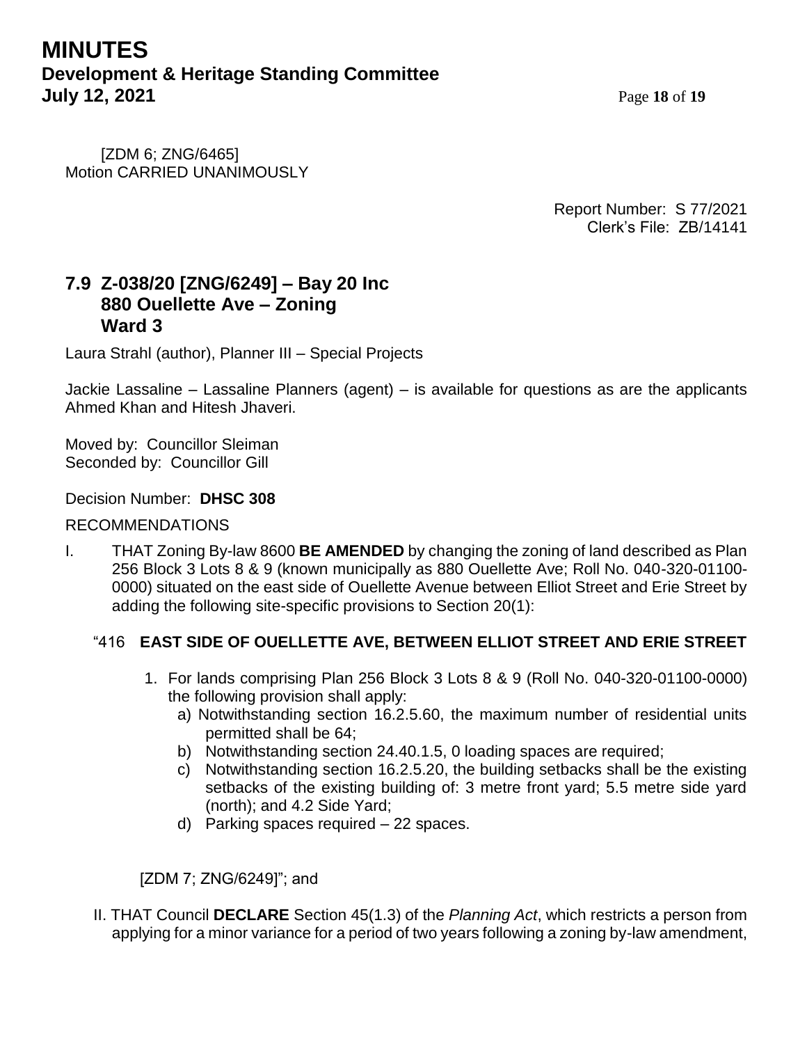[ZDM 6; ZNG/6465]
Motion CARRIED UNANIMOUSLY

Report Number: S 77/2021
Clerk's File: ZB/14141

## 7.9 Z-038/20 [ZNG/6249] – Bay 20 Inc 880 Ouellette Ave – Zoning Ward 3

Laura Strahl (author), Planner III – Special Projects

Jackie Lassaline – Lassaline Planners (agent) – is available for questions as are the applicants Ahmed Khan and Hitesh Jhaveri.

Moved by: Councillor Sleiman
Seconded by: Councillor Gill

Decision Number: **DHSC 308**

RECOMMENDATIONS

I. THAT Zoning By-law 8600 **BE AMENDED** by changing the zoning of land described as Plan 256 Block 3 Lots 8 & 9 (known municipally as 880 Ouellette Ave; Roll No. 040-320-01100-0000) situated on the east side of Ouellette Avenue between Elliot Street and Erie Street by adding the following site-specific provisions to Section 20(1):

"416 **EAST SIDE OF OUELLETTE AVE, BETWEEN ELLIOT STREET AND ERIE STREET**

1. For lands comprising Plan 256 Block 3 Lots 8 & 9 (Roll No. 040-320-01100-0000) the following provision shall apply:
   a) Notwithstanding section 16.2.5.60, the maximum number of residential units permitted shall be 64;
   b) Notwithstanding section 24.40.1.5, 0 loading spaces are required;
   c) Notwithstanding section 16.2.5.20, the building setbacks shall be the existing setbacks of the existing building of: 3 metre front yard; 5.5 metre side yard (north); and 4.2 Side Yard;
   d) Parking spaces required – 22 spaces.

[ZDM 7; ZNG/6249]"; and

II. THAT Council **DECLARE** Section 45(1.3) of the *Planning Act*, which restricts a person from applying for a minor variance for a period of two years following a zoning by-law amendment,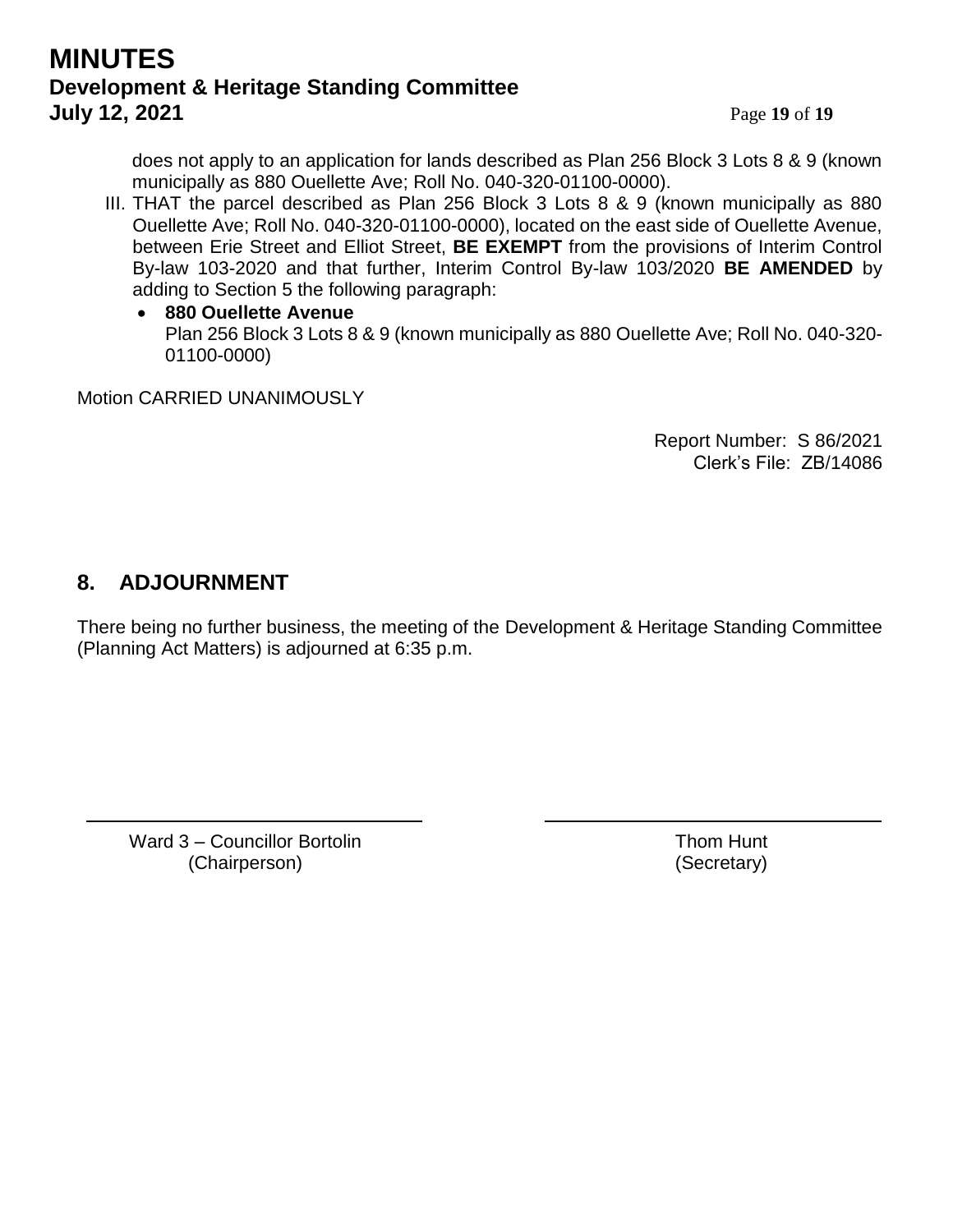does not apply to an application for lands described as Plan 256 Block 3 Lots 8 & 9 (known municipally as 880 Ouellette Ave; Roll No. 040-320-01100-0000).

III. THAT the parcel described as Plan 256 Block 3 Lots 8 & 9 (known municipally as 880 Ouellette Ave; Roll No. 040-320-01100-0000), located on the east side of Ouellette Avenue, between Erie Street and Elliot Street, **BE EXEMPT** from the provisions of Interim Control By-law 103-2020 and that further, Interim Control By-law 103/2020 **BE AMENDED** by adding to Section 5 the following paragraph:

- **880 Ouellette Avenue**
  Plan 256 Block 3 Lots 8 & 9 (known municipally as 880 Ouellette Ave; Roll No. 040-320-01100-0000)

Motion CARRIED UNANIMOUSLY

Report Number: S 86/2021
Clerk's File: ZB/14086

## 8. ADJOURNMENT

There being no further business, the meeting of the Development & Heritage Standing Committee (Planning Act Matters) is adjourned at 6:35 p.m.

Ward 3 – Councillor Bortolin
(Chairperson)

Thom Hunt
(Secretary)